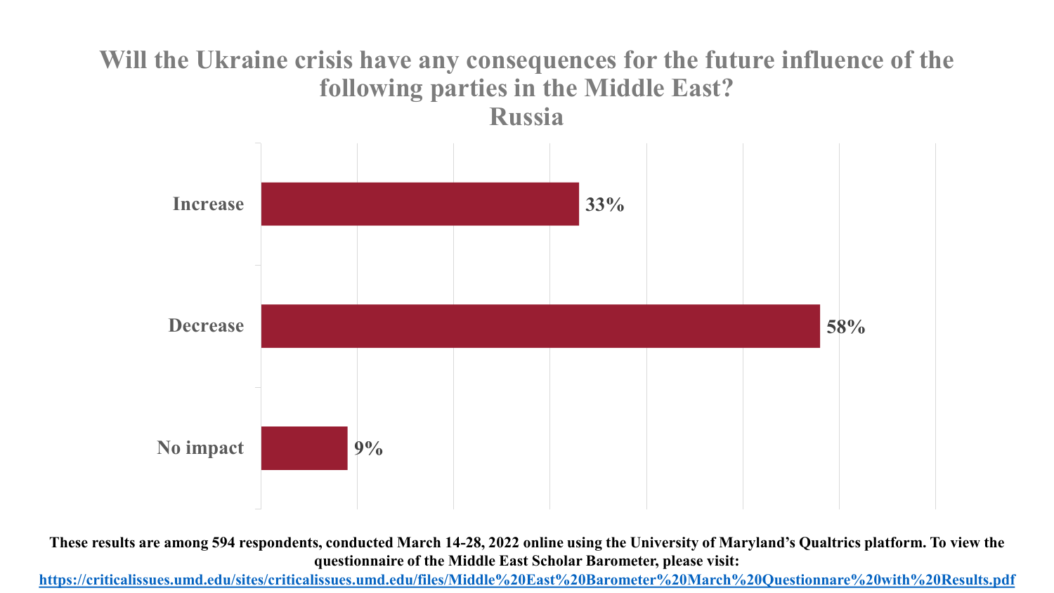# Will the Ukraine crisis have any consequences for the future influence of the following parties in the Middle East?

## Russia

| Response | Percentage |
| --- | --- |
| Increase | 33% |
| Decrease | 58% |
| No impact | 9% |

**These results are among 594 respondents, conducted March 14-28, 2022 online using the University of Maryland's Qualtrics platform. To view the questionnaire of the Middle East Scholar Barometer, please visit:**

**https://criticalissues.umd.edu/sites/criticalissues.umd.edu/files/Middle%20East%20Barometer%20March%20Questionnare%20with%20Results.pdf**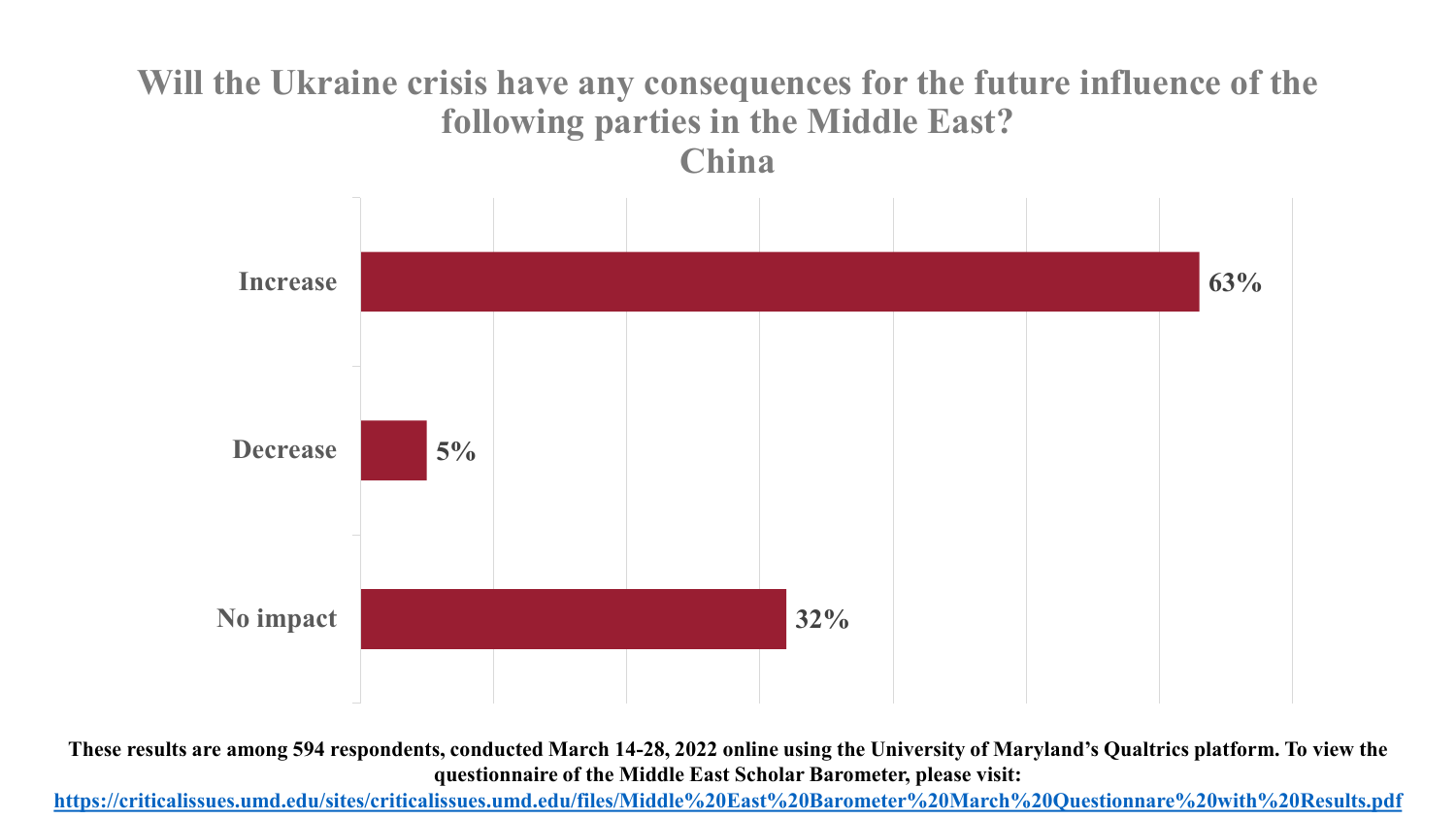# Will the Ukraine crisis have any consequences for the future influence of the following parties in the Middle East?

## China

| Response | Percentage |
|---|---|
| Increase | 63% |
| Decrease | 5% |
| No impact | 32% |

**These results are among 594 respondents, conducted March 14-28, 2022 online using the University of Maryland's Qualtrics platform. To view the questionnaire of the Middle East Scholar Barometer, please visit:**
**https://criticalissues.umd.edu/sites/criticalissues.umd.edu/files/Middle%20East%20Barometer%20March%20Questionnare%20with%20Results.pdf**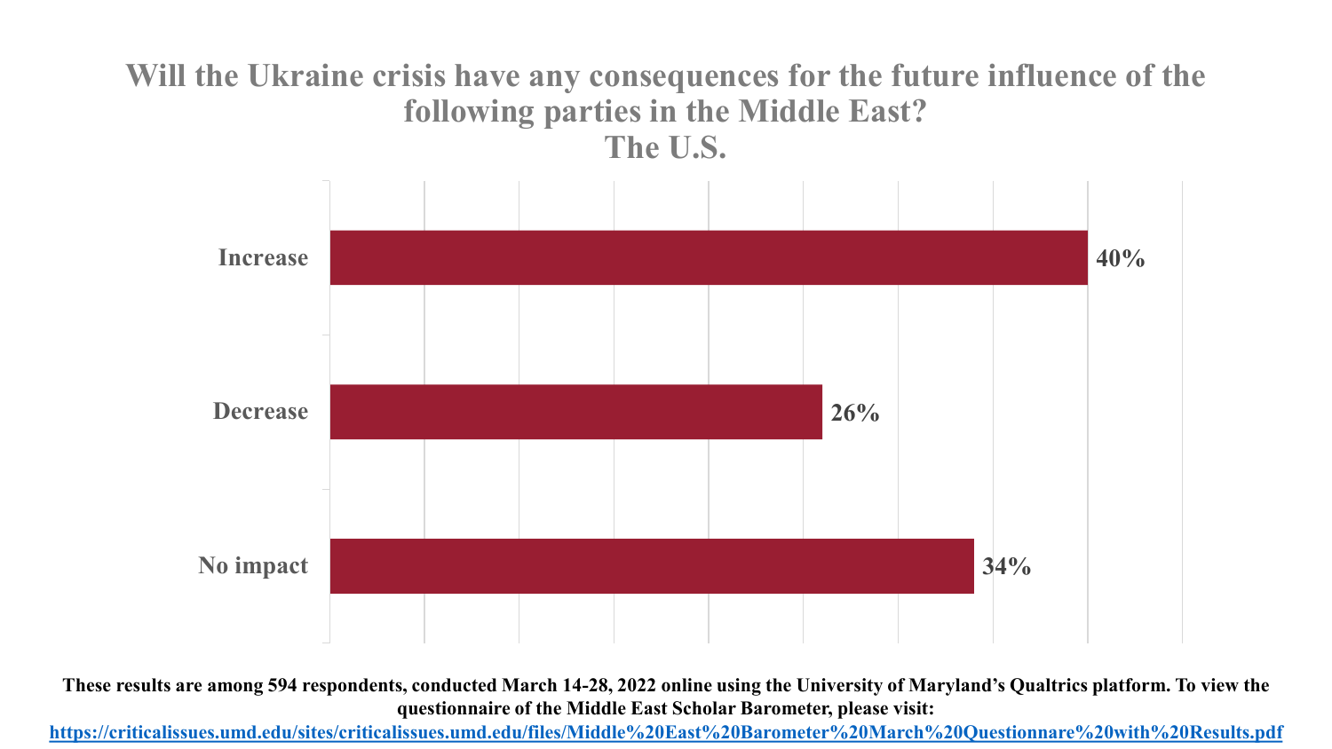# Will the Ukraine crisis have any consequences for the future influence of the following parties in the Middle East?
## The U.S.

| Response | Percentage |
| --- | --- |
| Increase | 40% |
| Decrease | 26% |
| No impact | 34% |

**These results are among 594 respondents, conducted March 14-28, 2022 online using the University of Maryland's Qualtrics platform. To view the questionnaire of the Middle East Scholar Barometer, please visit:**
**https://criticalissues.umd.edu/sites/criticalissues.umd.edu/files/Middle%20East%20Barometer%20March%20Questionnare%20with%20Results.pdf**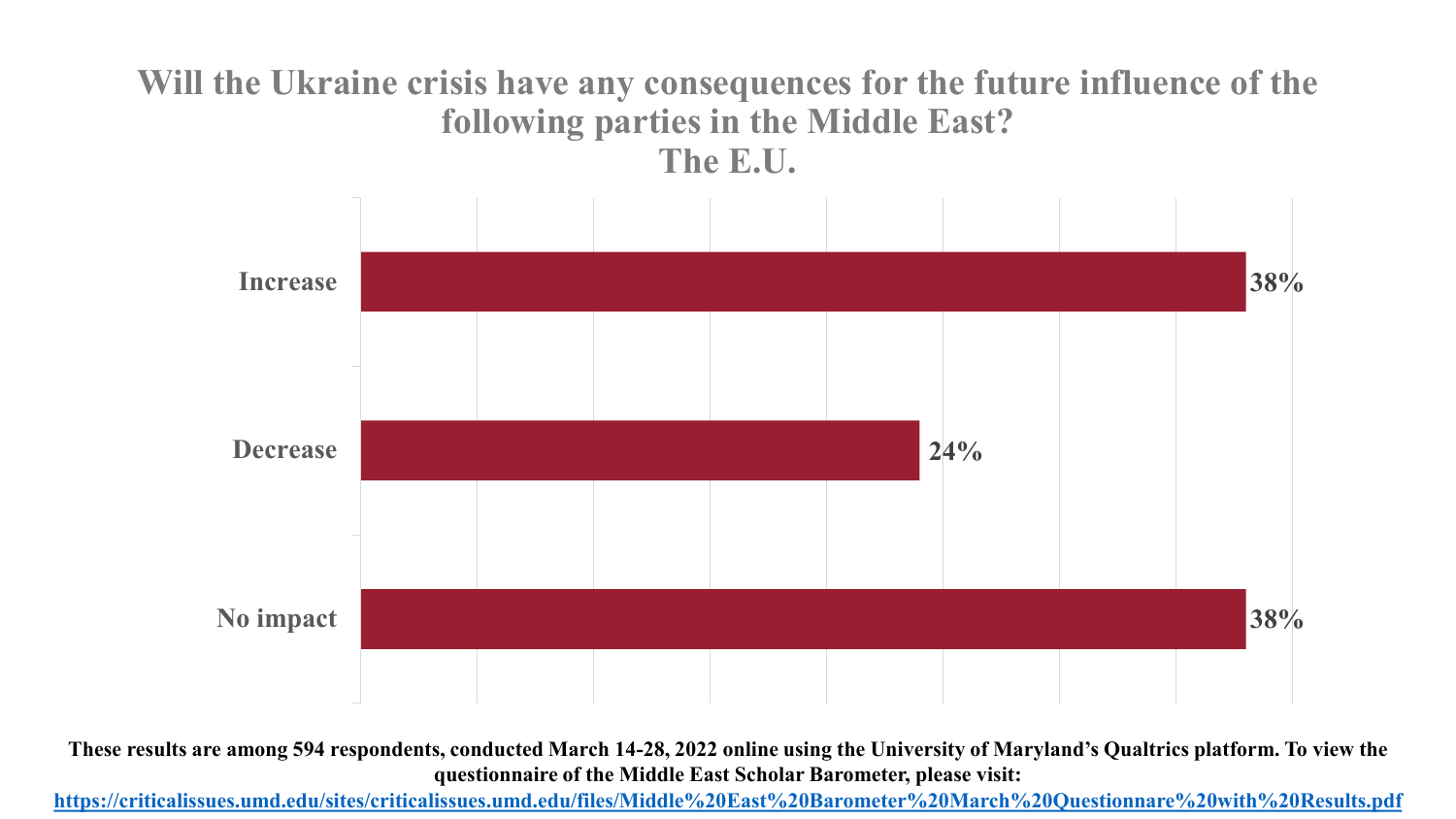## Will the Ukraine crisis have any consequences for the future influence of the following parties in the Middle East? The E.U.

| Response | Percentage |
| --- | --- |
| Increase | 38% |
| Decrease | 24% |
| No impact | 38% |

**These results are among 594 respondents, conducted March 14-28, 2022 online using the University of Maryland's Qualtrics platform. To view the questionnaire of the Middle East Scholar Barometer, please visit: https://criticalissues.umd.edu/sites/criticalissues.umd.edu/files/Middle%20East%20Barometer%20March%20Questionnare%20with%20Results.pdf**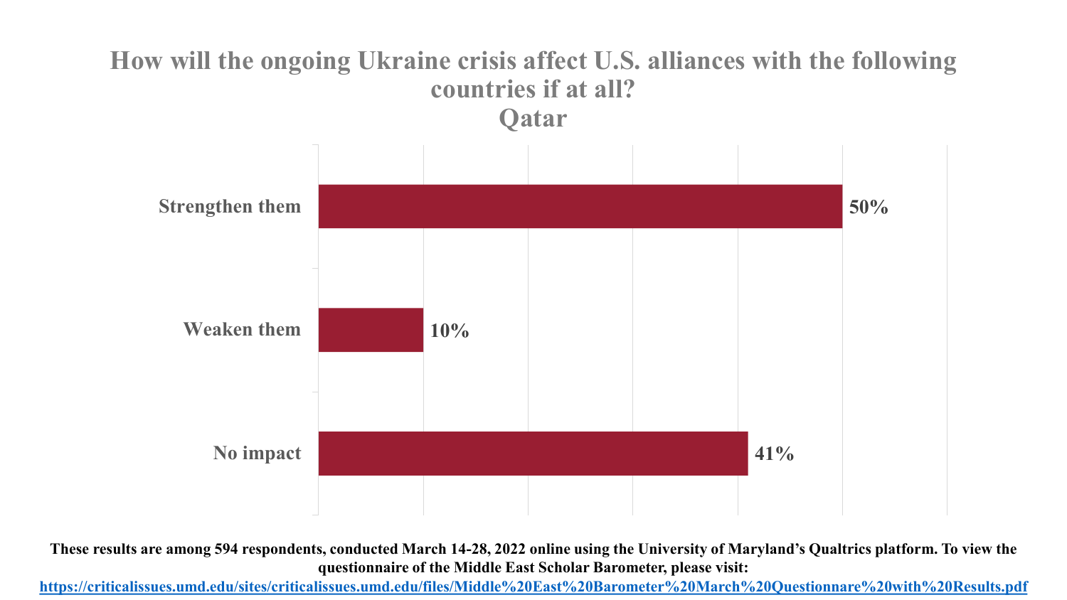## How will the ongoing Ukraine crisis affect U.S. alliances with the following countries if at all?
## Qatar

| Response | Percentage |
|---|---|
| Strengthen them | 50% |
| Weaken them | 10% |
| No impact | 41% |

**These results are among 594 respondents, conducted March 14-28, 2022 online using the University of Maryland's Qualtrics platform. To view the questionnaire of the Middle East Scholar Barometer, please visit: https://criticalissues.umd.edu/sites/criticalissues.umd.edu/files/Middle%20East%20Barometer%20March%20Questionnare%20with%20Results.pdf**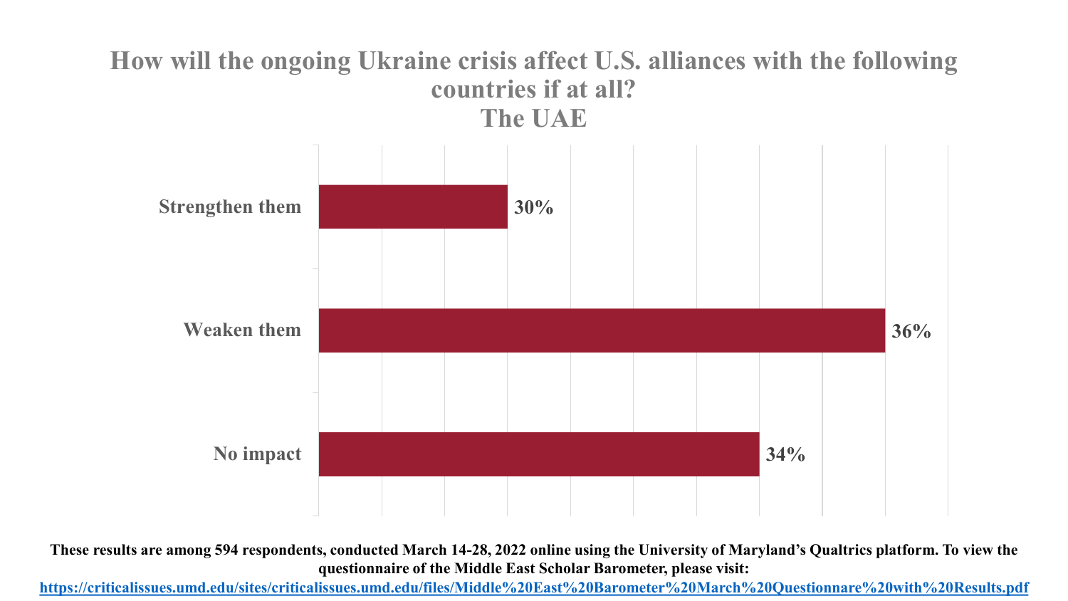## How will the ongoing Ukraine crisis affect U.S. alliances with the following countries if at all?
## The UAE

| Response | Percentage |
|---|---|
| Strengthen them | 30% |
| Weaken them | 36% |
| No impact | 34% |

**These results are among 594 respondents, conducted March 14-28, 2022 online using the University of Maryland's Qualtrics platform. To view the questionnaire of the Middle East Scholar Barometer, please visit:**
**https://criticalissues.umd.edu/sites/criticalissues.umd.edu/files/Middle%20East%20Barometer%20March%20Questionnare%20with%20Results.pdf**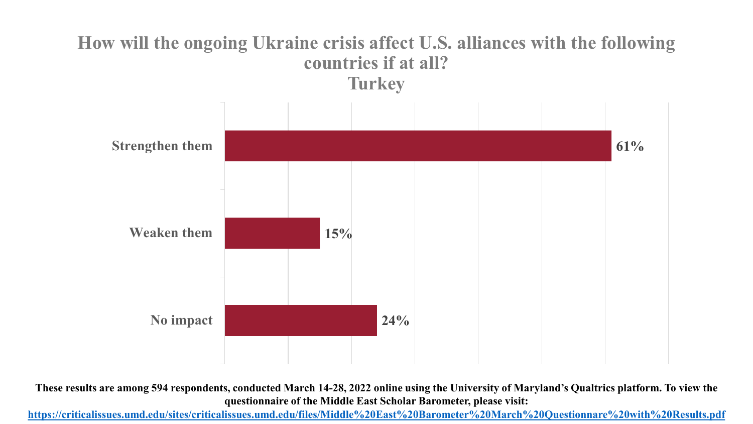## How will the ongoing Ukraine crisis affect U.S. alliances with the following countries if at all?
## Turkey

| Response | Percentage |
|---|---|
| Strengthen them | 61% |
| Weaken them | 15% |
| No impact | 24% |

**These results are among 594 respondents, conducted March 14-28, 2022 online using the University of Maryland's Qualtrics platform. To view the questionnaire of the Middle East Scholar Barometer, please visit:**
**https://criticalissues.umd.edu/sites/criticalissues.umd.edu/files/Middle%20East%20Barometer%20March%20Questionnare%20with%20Results.pdf**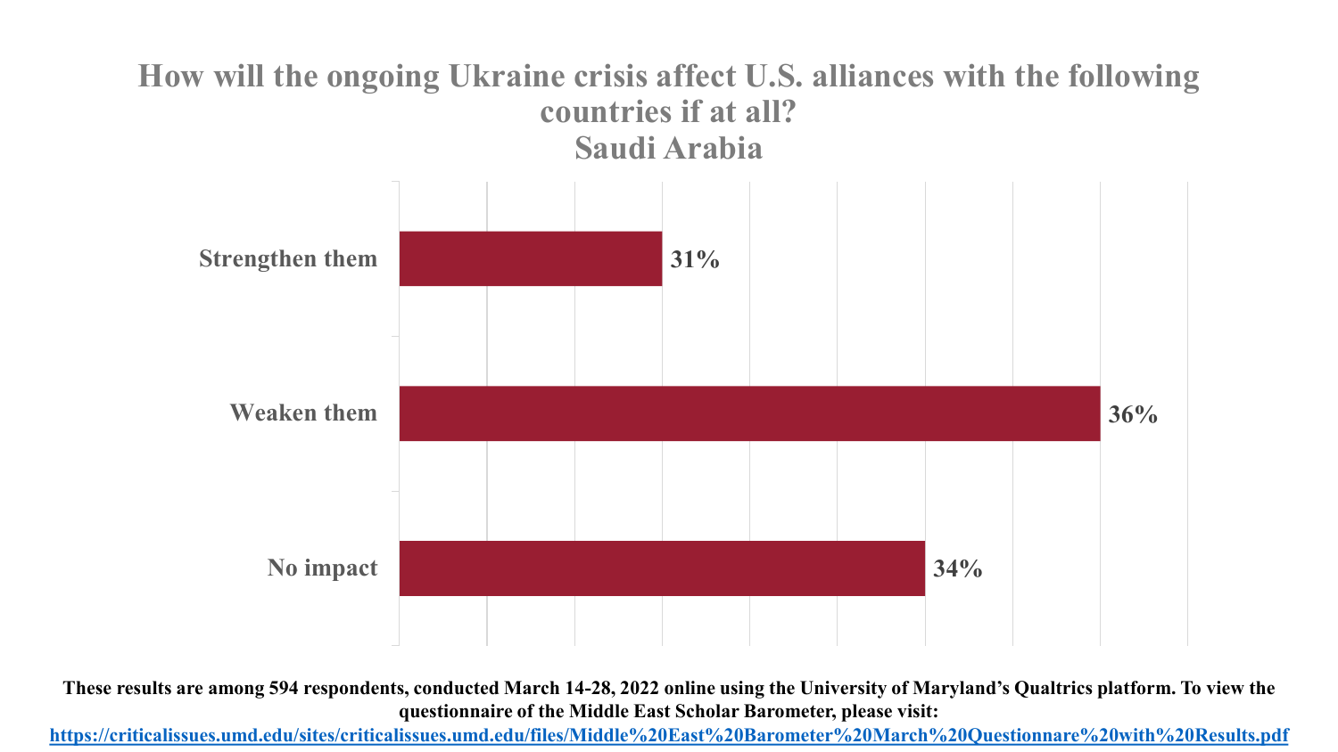## How will the ongoing Ukraine crisis affect U.S. alliances with the following countries if at all?
### Saudi Arabia

| Response | Percentage |
|---|---|
| Strengthen them | 31% |
| Weaken them | 36% |
| No impact | 34% |

**These results are among 594 respondents, conducted March 14-28, 2022 online using the University of Maryland's Qualtrics platform. To view the questionnaire of the Middle East Scholar Barometer, please visit:**
**https://criticalissues.umd.edu/sites/criticalissues.umd.edu/files/Middle%20East%20Barometer%20March%20Questionnare%20with%20Results.pdf**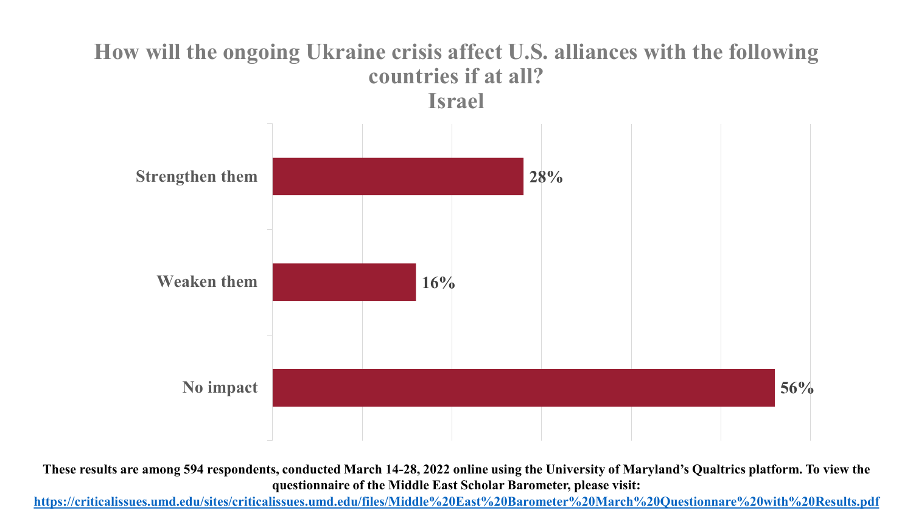## How will the ongoing Ukraine crisis affect U.S. alliances with the following countries if at all?
## Israel

| Response | Percentage |
|---|---|
| Strengthen them | 28% |
| Weaken them | 16% |
| No impact | 56% |

**These results are among 594 respondents, conducted March 14-28, 2022 online using the University of Maryland's Qualtrics platform. To view the questionnaire of the Middle East Scholar Barometer, please visit:**
**https://criticalissues.umd.edu/sites/criticalissues.umd.edu/files/Middle%20East%20Barometer%20March%20Questionnare%20with%20Results.pdf**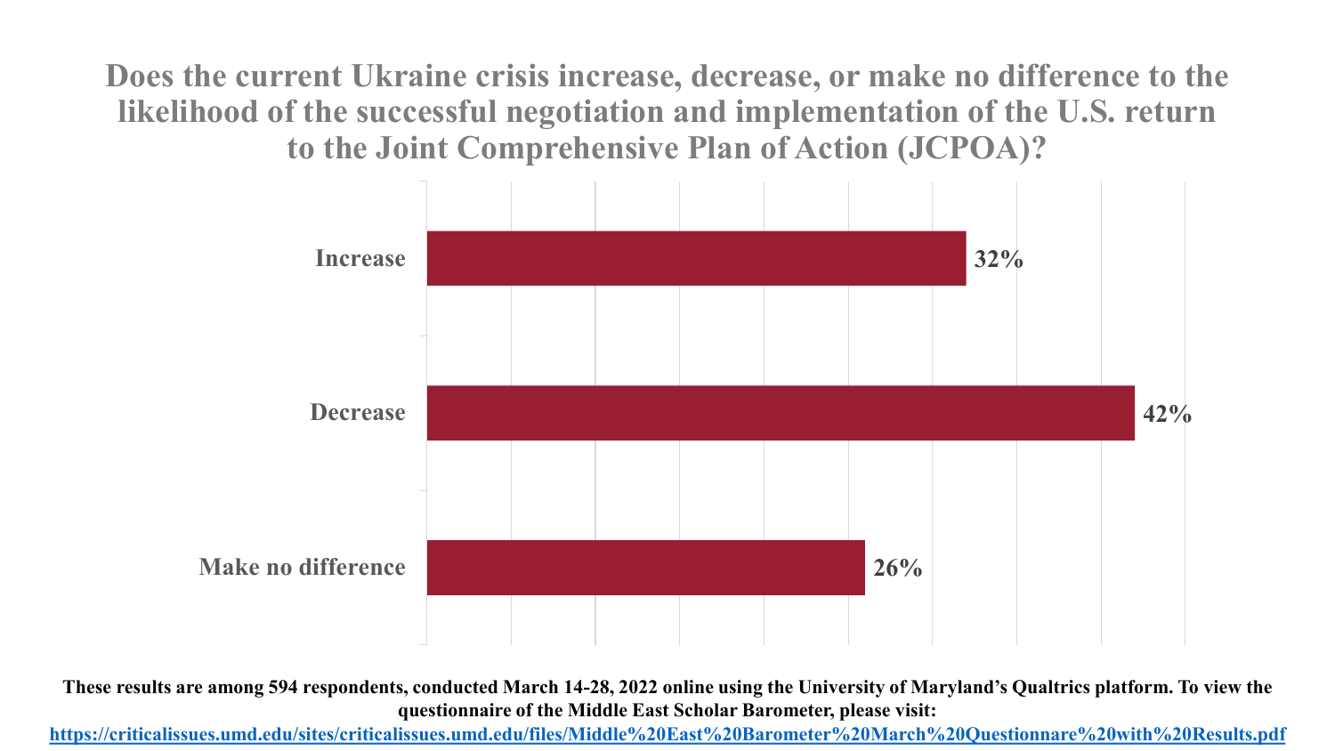## Does the current Ukraine crisis increase, decrease, or make no difference to the likelihood of the successful negotiation and implementation of the U.S. return to the Joint Comprehensive Plan of Action (JCPOA)?

| Response | Percentage |
| --- | --- |
| Increase | 32% |
| Decrease | 42% |
| Make no difference | 26% |

**These results are among 594 respondents, conducted March 14-28, 2022 online using the University of Maryland's Qualtrics platform. To view the questionnaire of the Middle East Scholar Barometer, please visit:**
**https://criticalissues.umd.edu/sites/criticalissues.umd.edu/files/Middle%20East%20Barometer%20March%20Questionnare%20with%20Results.pdf**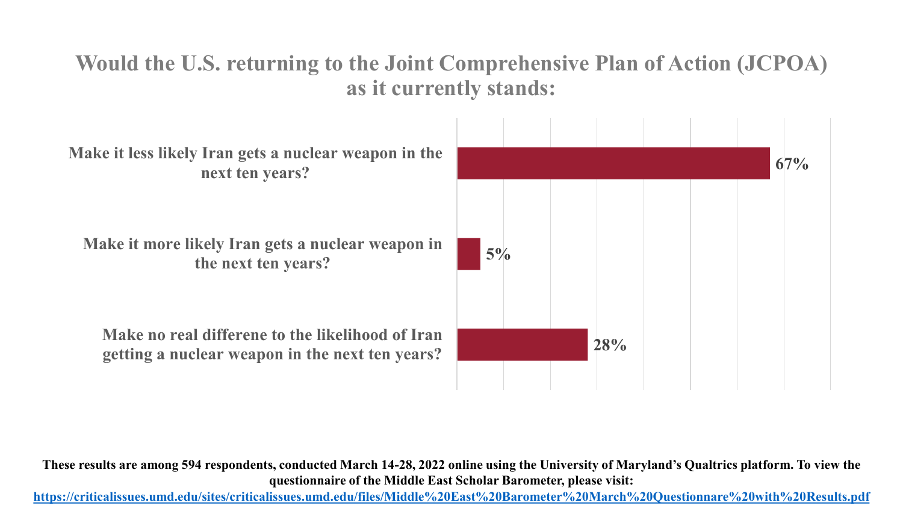## Would the U.S. returning to the Joint Comprehensive Plan of Action (JCPOA) as it currently stands:

| Response | Percentage |
| --- | --- |
| Make it less likely Iran gets a nuclear weapon in the next ten years? | 67% |
| Make it more likely Iran gets a nuclear weapon in the next ten years? | 5% |
| Make no real differene to the likelihood of Iran getting a nuclear weapon in the next ten years? | 28% |

**These results are among 594 respondents, conducted March 14-28, 2022 online using the University of Maryland's Qualtrics platform. To view the questionnaire of the Middle East Scholar Barometer, please visit:**
**https://criticalissues.umd.edu/sites/criticalissues.umd.edu/files/Middle%20East%20Barometer%20March%20Questionnare%20with%20Results.pdf**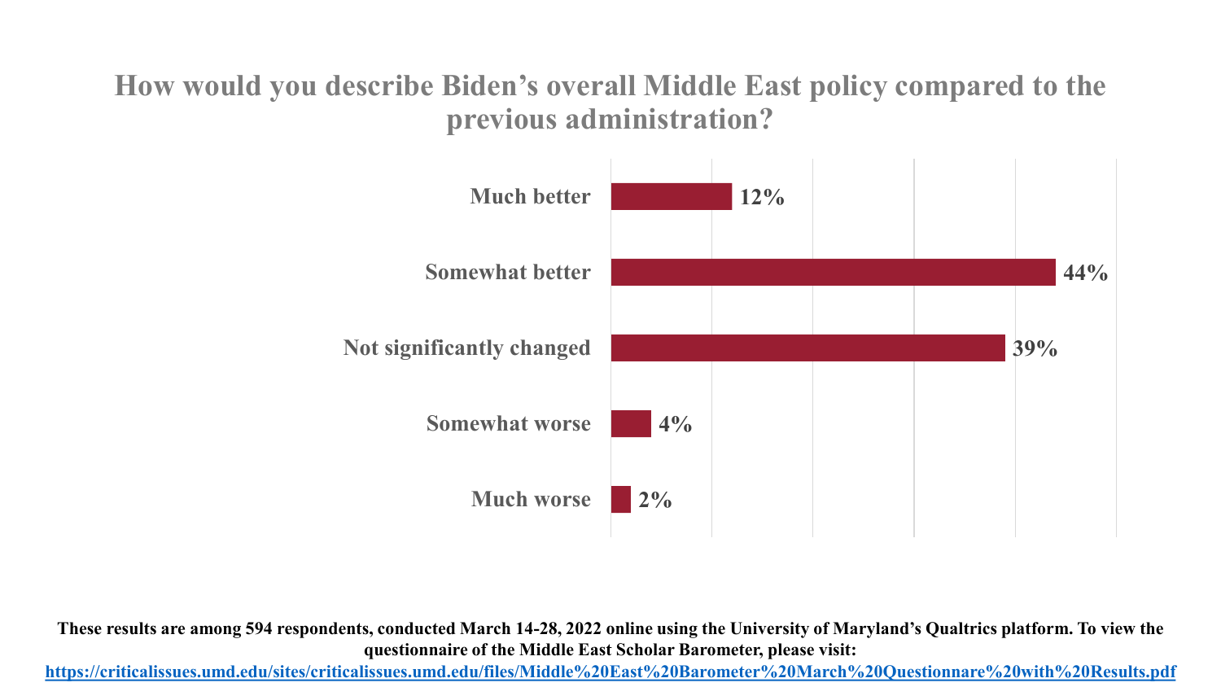## How would you describe Biden's overall Middle East policy compared to the previous administration?

| Response | Percentage |
|---|---|
| Much better | 12% |
| Somewhat better | 44% |
| Not significantly changed | 39% |
| Somewhat worse | 4% |
| Much worse | 2% |

**These results are among 594 respondents, conducted March 14-28, 2022 online using the University of Maryland's Qualtrics platform. To view the questionnaire of the Middle East Scholar Barometer, please visit:**

**https://criticalissues.umd.edu/sites/criticalissues.umd.edu/files/Middle%20East%20Barometer%20March%20Questionnare%20with%20Results.pdf**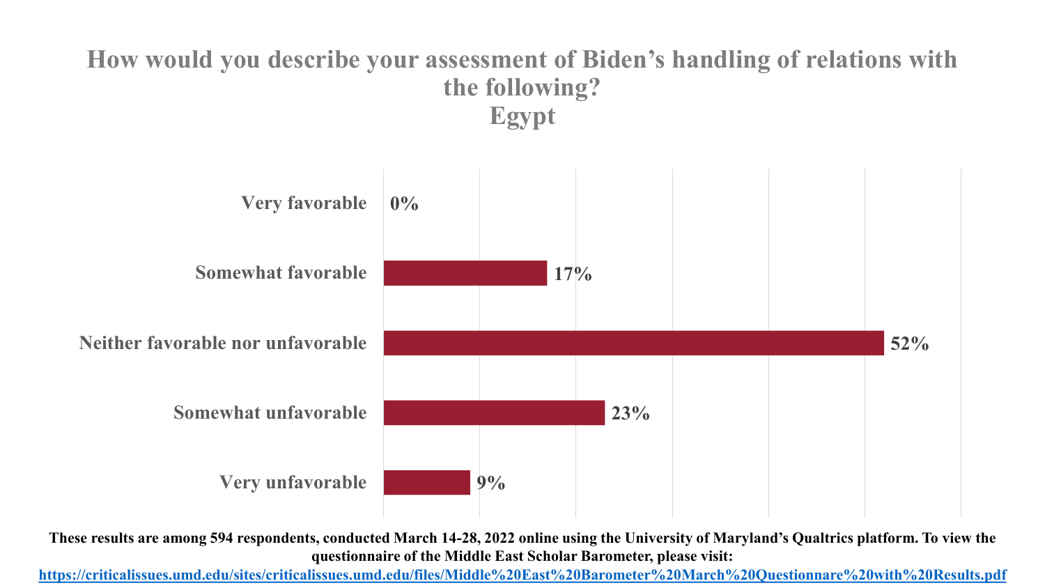# How would you describe your assessment of Biden's handling of relations with the following?
## Egypt

| Response | Percentage |
|---|---|
| Very favorable | 0% |
| Somewhat favorable | 17% |
| Neither favorable nor unfavorable | 52% |
| Somewhat unfavorable | 23% |
| Very unfavorable | 9% |

**These results are among 594 respondents, conducted March 14-28, 2022 online using the University of Maryland's Qualtrics platform. To view the questionnaire of the Middle East Scholar Barometer, please visit:**
**https://criticalissues.umd.edu/sites/criticalissues.umd.edu/files/Middle%20East%20Barometer%20March%20Questionnare%20with%20Results.pdf**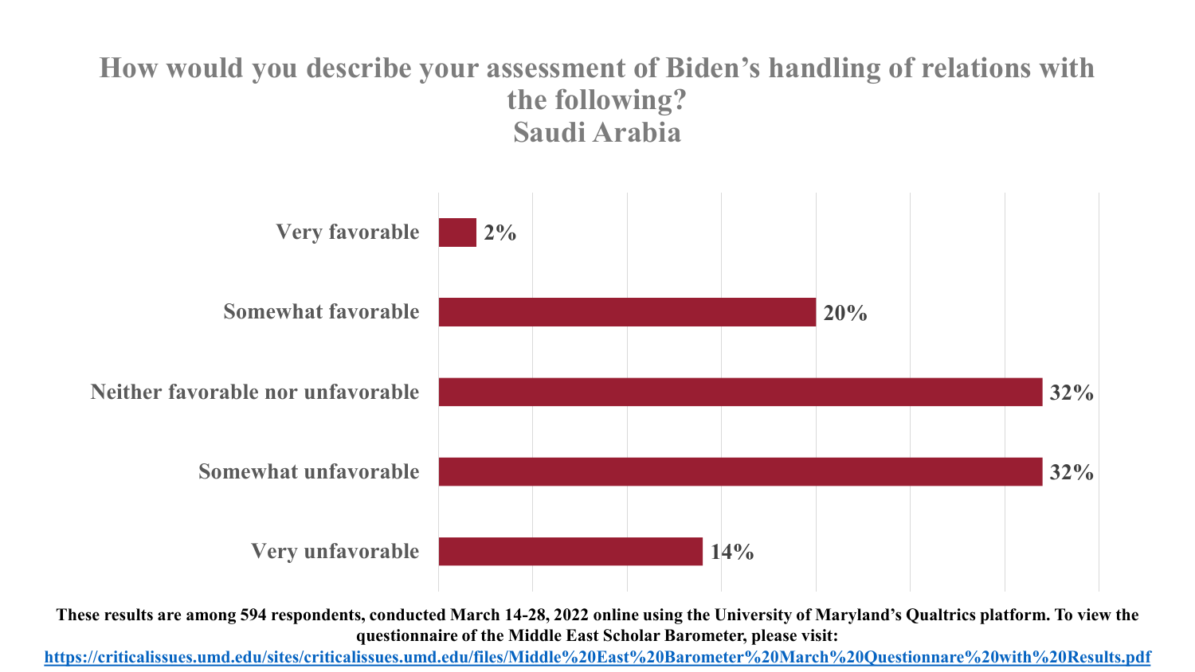## How would you describe your assessment of Biden's handling of relations with the following?
## Saudi Arabia

| Response | Percentage |
| --- | --- |
| Very favorable | 2% |
| Somewhat favorable | 20% |
| Neither favorable nor unfavorable | 32% |
| Somewhat unfavorable | 32% |
| Very unfavorable | 14% |

**These results are among 594 respondents, conducted March 14-28, 2022 online using the University of Maryland's Qualtrics platform. To view the questionnaire of the Middle East Scholar Barometer, please visit:**
**https://criticalissues.umd.edu/sites/criticalissues.umd.edu/files/Middle%20East%20Barometer%20March%20Questionnare%20with%20Results.pdf**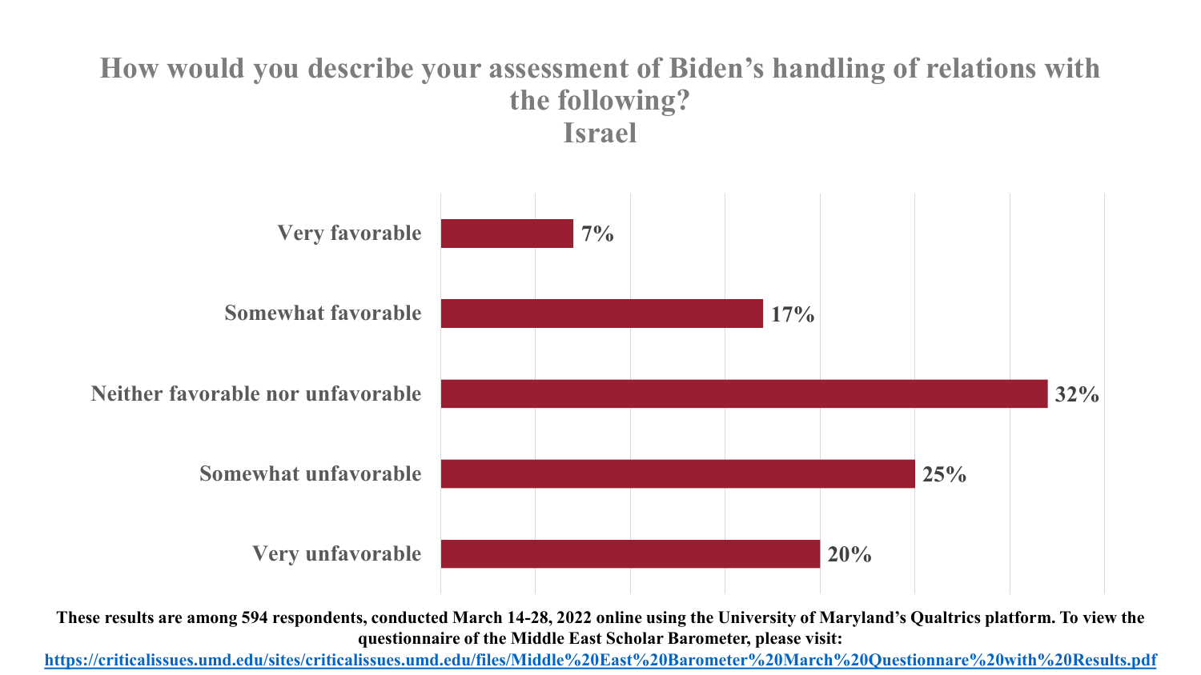# How would you describe your assessment of Biden's handling of relations with the following? Israel

| Response | Percentage |
|---|---|
| Very favorable | 7% |
| Somewhat favorable | 17% |
| Neither favorable nor unfavorable | 32% |
| Somewhat unfavorable | 25% |
| Very unfavorable | 20% |

**These results are among 594 respondents, conducted March 14-28, 2022 online using the University of Maryland's Qualtrics platform. To view the questionnaire of the Middle East Scholar Barometer, please visit:**
**https://criticalissues.umd.edu/sites/criticalissues.umd.edu/files/Middle%20East%20Barometer%20March%20Questionnare%20with%20Results.pdf**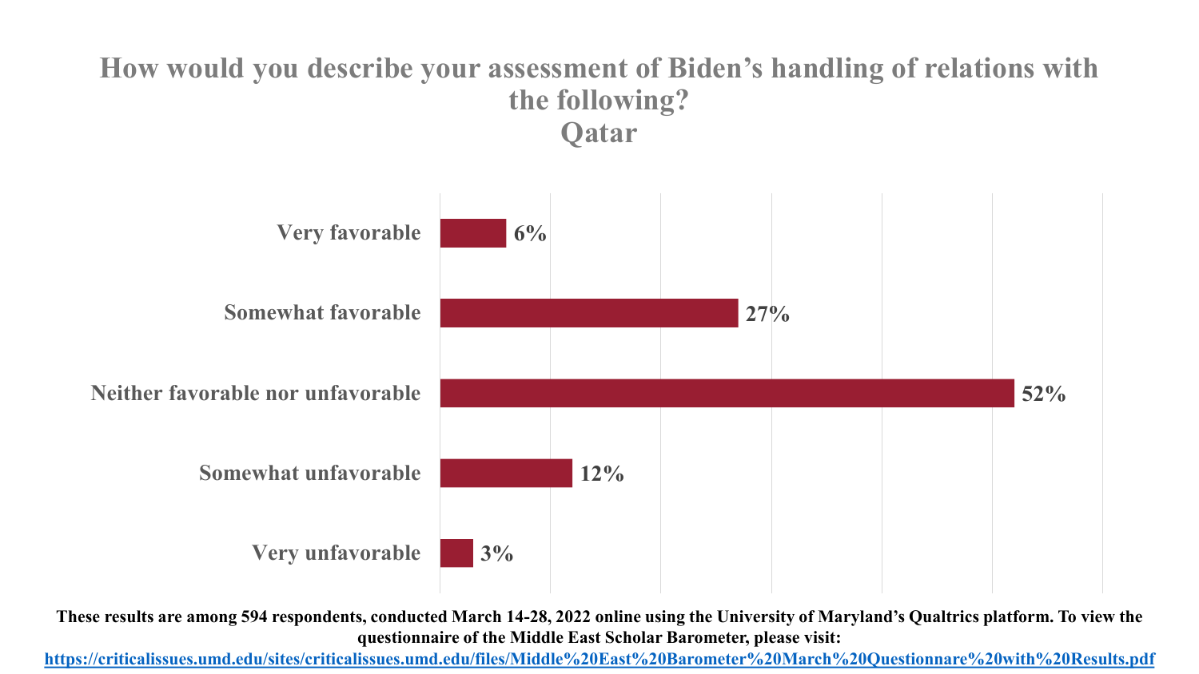## How would you describe your assessment of Biden's handling of relations with the following?
## Qatar

| Response | Percentage |
|---|---|
| Very favorable | 6% |
| Somewhat favorable | 27% |
| Neither favorable nor unfavorable | 52% |
| Somewhat unfavorable | 12% |
| Very unfavorable | 3% |

**These results are among 594 respondents, conducted March 14-28, 2022 online using the University of Maryland's Qualtrics platform. To view the questionnaire of the Middle East Scholar Barometer, please visit:**
**https://criticalissues.umd.edu/sites/criticalissues.umd.edu/files/Middle%20East%20Barometer%20March%20Questionnare%20with%20Results.pdf**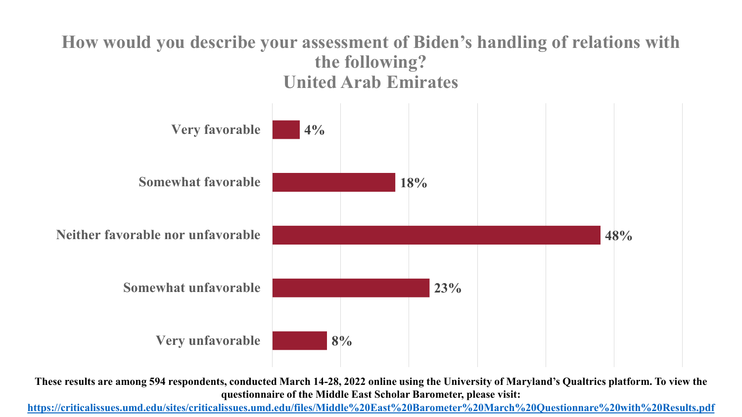# How would you describe your assessment of Biden's handling of relations with the following?
## United Arab Emirates

| Response | Percentage |
| --- | --- |
| Very favorable | 4% |
| Somewhat favorable | 18% |
| Neither favorable nor unfavorable | 48% |
| Somewhat unfavorable | 23% |
| Very unfavorable | 8% |

**These results are among 594 respondents, conducted March 14-28, 2022 online using the University of Maryland's Qualtrics platform. To view the questionnaire of the Middle East Scholar Barometer, please visit:**
**https://criticalissues.umd.edu/sites/criticalissues.umd.edu/files/Middle%20East%20Barometer%20March%20Questionnare%20with%20Results.pdf**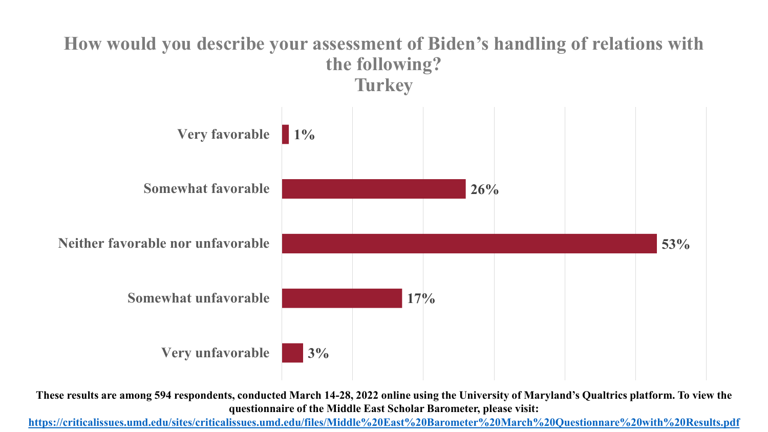## How would you describe your assessment of Biden's handling of relations with the following?
## Turkey

| Response | Percentage |
|---|---|
| Very favorable | 1% |
| Somewhat favorable | 26% |
| Neither favorable nor unfavorable | 53% |
| Somewhat unfavorable | 17% |
| Very unfavorable | 3% |

**These results are among 594 respondents, conducted March 14-28, 2022 online using the University of Maryland's Qualtrics platform. To view the questionnaire of the Middle East Scholar Barometer, please visit: https://criticalissues.umd.edu/sites/criticalissues.umd.edu/files/Middle%20East%20Barometer%20March%20Questionnare%20with%20Results.pdf**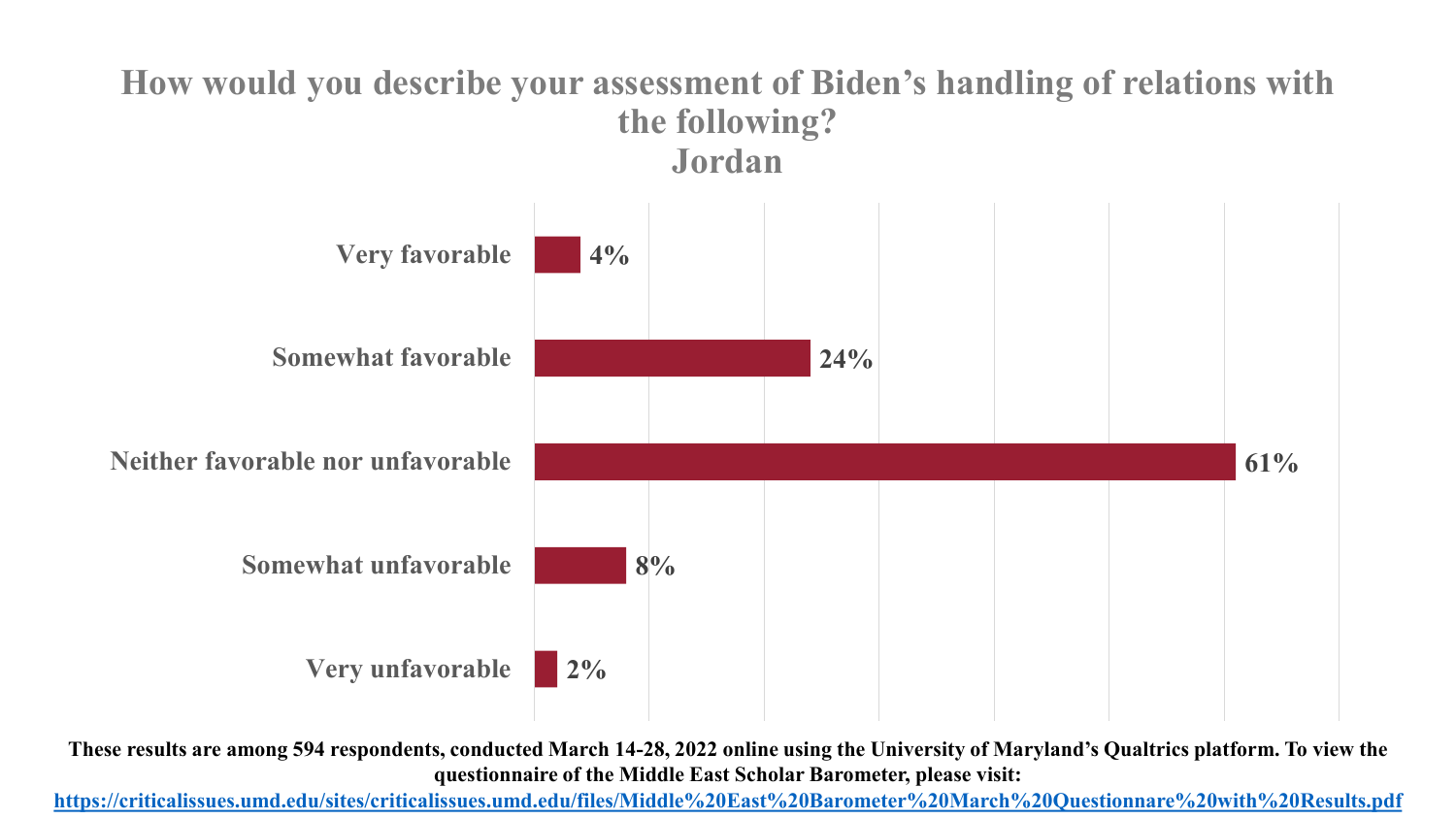# How would you describe your assessment of Biden's handling of relations with the following?
## Jordan

| Response | Percentage |
| --- | --- |
| Very favorable | 4% |
| Somewhat favorable | 24% |
| Neither favorable nor unfavorable | 61% |
| Somewhat unfavorable | 8% |
| Very unfavorable | 2% |

**These results are among 594 respondents, conducted March 14-28, 2022 online using the University of Maryland's Qualtrics platform. To view the questionnaire of the Middle East Scholar Barometer, please visit:**
**https://criticalissues.umd.edu/sites/criticalissues.umd.edu/files/Middle%20East%20Barometer%20March%20Questionnare%20with%20Results.pdf**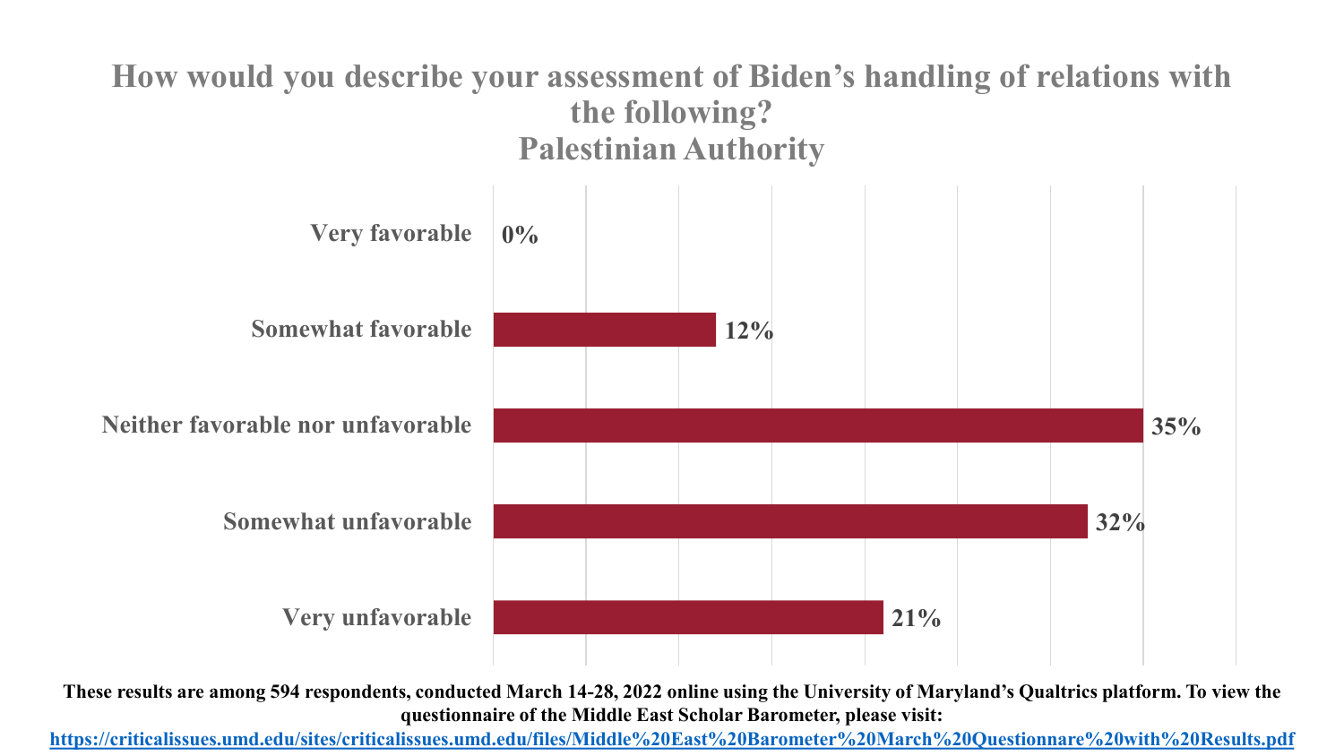## How would you describe your assessment of Biden's handling of relations with the following? Palestinian Authority

| Response | Percentage |
|---|---|
| Very favorable | 0% |
| Somewhat favorable | 12% |
| Neither favorable nor unfavorable | 35% |
| Somewhat unfavorable | 32% |
| Very unfavorable | 21% |

**These results are among 594 respondents, conducted March 14-28, 2022 online using the University of Maryland's Qualtrics platform. To view the questionnaire of the Middle East Scholar Barometer, please visit:**
**https://criticalissues.umd.edu/sites/criticalissues.umd.edu/files/Middle%20East%20Barometer%20March%20Questionnare%20with%20Results.pdf**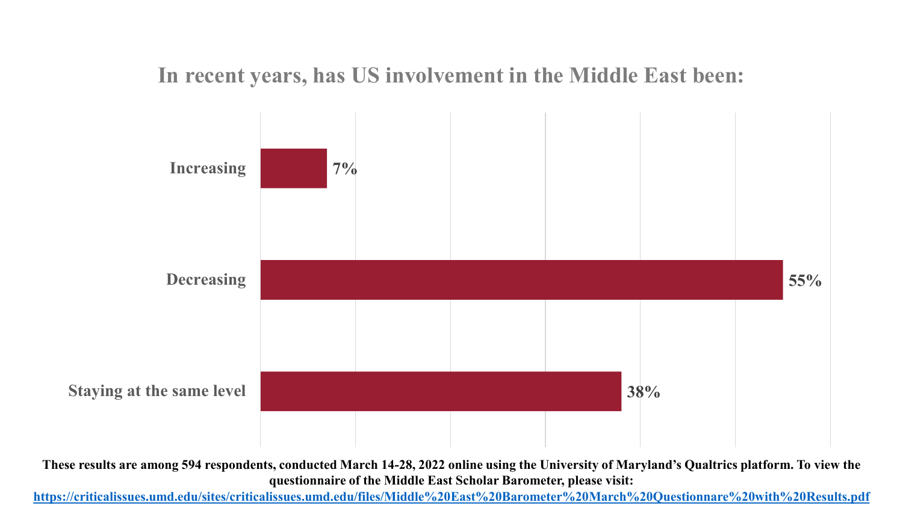## In recent years, has US involvement in the Middle East been:

| Response | Percentage |
| --- | --- |
| Increasing | 7% |
| Decreasing | 55% |
| Staying at the same level | 38% |

**These results are among 594 respondents, conducted March 14-28, 2022 online using the University of Maryland's Qualtrics platform. To view the questionnaire of the Middle East Scholar Barometer, please visit:**
**https://criticalissues.umd.edu/sites/criticalissues.umd.edu/files/Middle%20East%20Barometer%20March%20Questionnare%20with%20Results.pdf**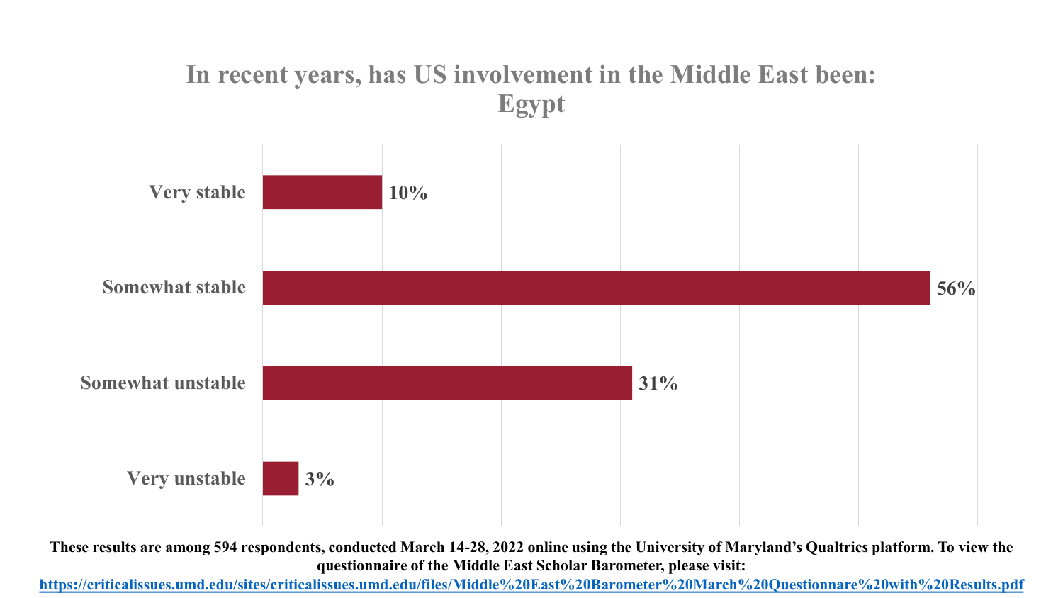## In recent years, has US involvement in the Middle East been: Egypt

| Response | Percentage |
|---|---|
| Very stable | 10% |
| Somewhat stable | 56% |
| Somewhat unstable | 31% |
| Very unstable | 3% |

**These results are among 594 respondents, conducted March 14-28, 2022 online using the University of Maryland's Qualtrics platform. To view the questionnaire of the Middle East Scholar Barometer, please visit:**
**https://criticalissues.umd.edu/sites/criticalissues.umd.edu/files/Middle%20East%20Barometer%20March%20Questionnare%20with%20Results.pdf**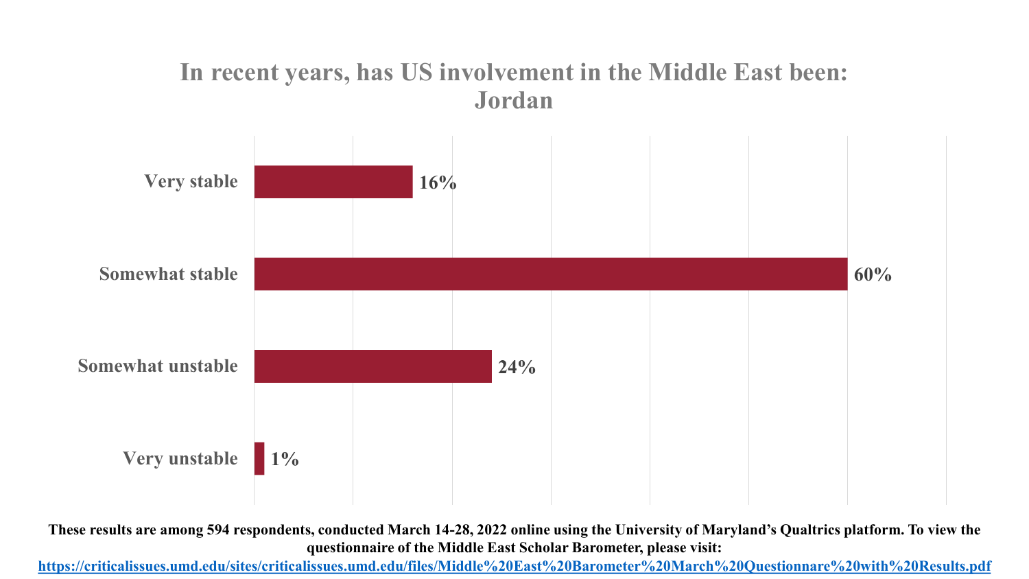## In recent years, has US involvement in the Middle East been: Jordan

| Response | Percentage |
| --- | --- |
| Very stable | 16% |
| Somewhat stable | 60% |
| Somewhat unstable | 24% |
| Very unstable | 1% |

**These results are among 594 respondents, conducted March 14-28, 2022 online using the University of Maryland's Qualtrics platform. To view the questionnaire of the Middle East Scholar Barometer, please visit: [https://criticalissues.umd.edu/sites/criticalissues.umd.edu/files/Middle%20East%20Barometer%20March%20Questionnare%20with%20Results.pdf](https://criticalissues.umd.edu/sites/criticalissues.umd.edu/files/Middle%20East%20Barometer%20March%20Questionnare%20with%20Results.pdf)**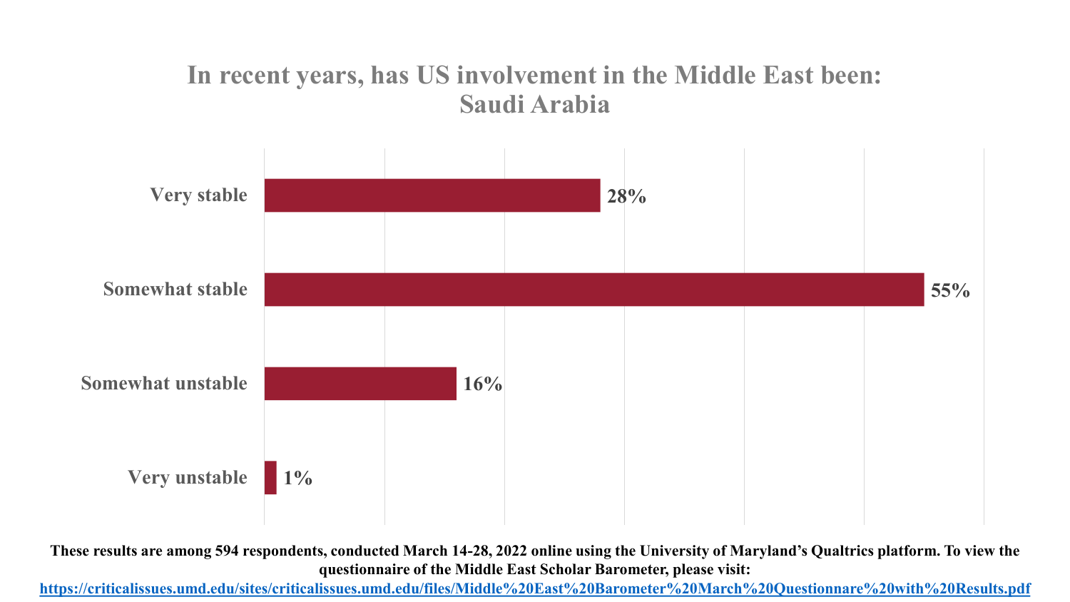## In recent years, has US involvement in the Middle East been: Saudi Arabia

| Response | Percentage |
| --- | --- |
| Very stable | 28% |
| Somewhat stable | 55% |
| Somewhat unstable | 16% |
| Very unstable | 1% |

**These results are among 594 respondents, conducted March 14-28, 2022 online using the University of Maryland's Qualtrics platform. To view the questionnaire of the Middle East Scholar Barometer, please visit: https://criticalissues.umd.edu/sites/criticalissues.umd.edu/files/Middle%20East%20Barometer%20March%20Questionnare%20with%20Results.pdf**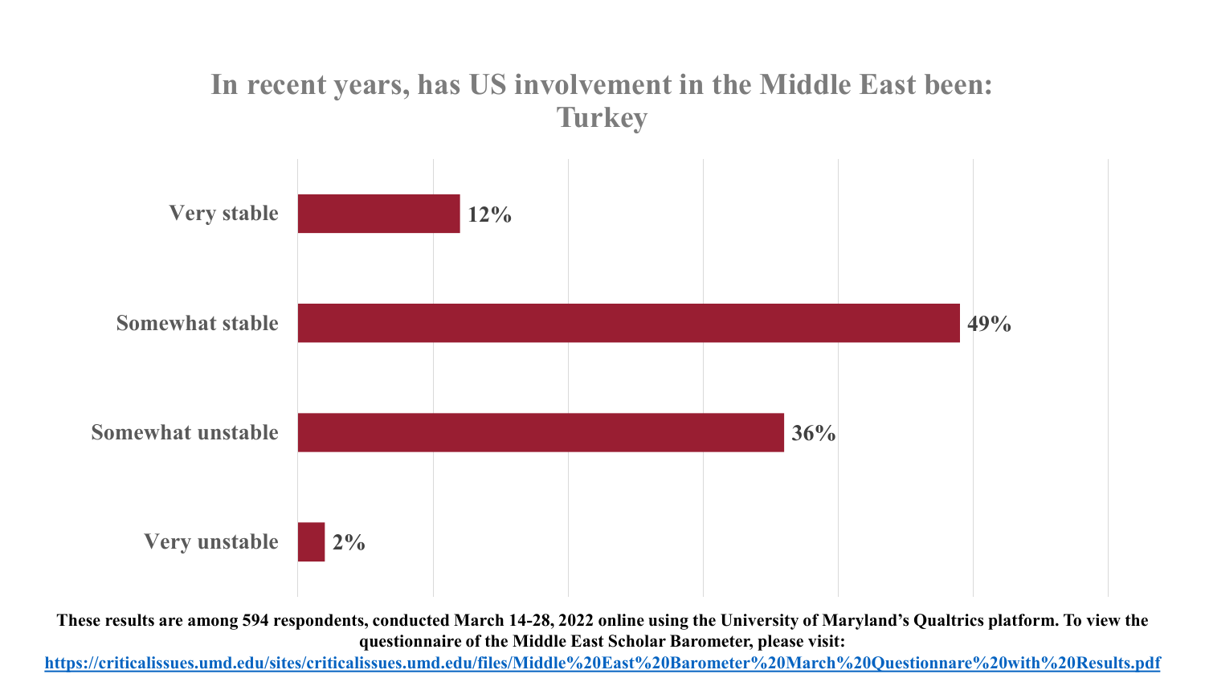## In recent years, has US involvement in the Middle East been: Turkey

| Response | Percentage |
| --- | --- |
| Very stable | 12% |
| Somewhat stable | 49% |
| Somewhat unstable | 36% |
| Very unstable | 2% |

**These results are among 594 respondents, conducted March 14-28, 2022 online using the University of Maryland's Qualtrics platform. To view the questionnaire of the Middle East Scholar Barometer, please visit: [https://criticalissues.umd.edu/sites/criticalissues.umd.edu/files/Middle%20East%20Barometer%20March%20Questionnare%20with%20Results.pdf](https://criticalissues.umd.edu/sites/criticalissues.umd.edu/files/Middle%20East%20Barometer%20March%20Questionnare%20with%20Results.pdf)**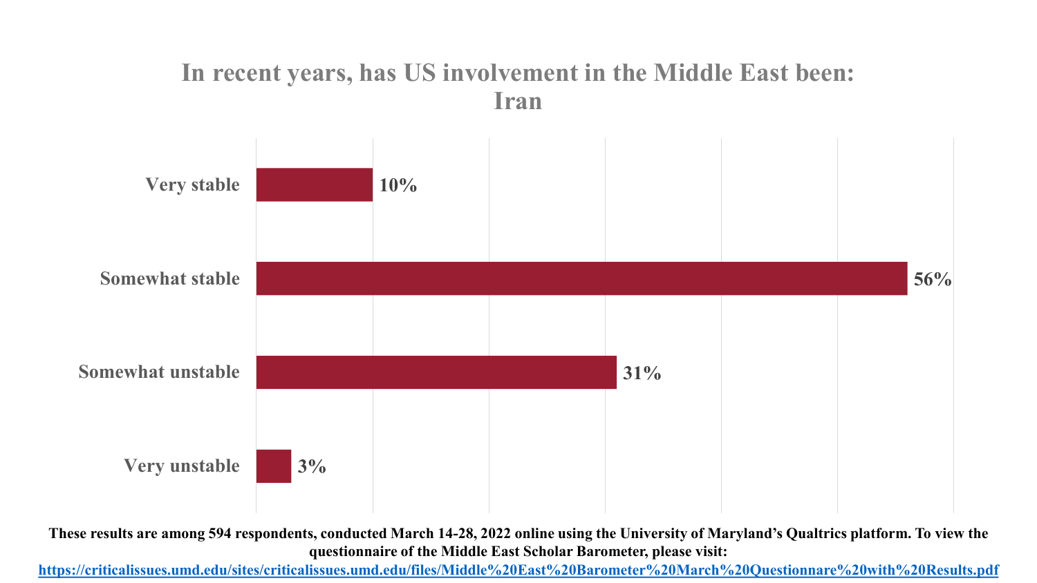## In recent years, has US involvement in the Middle East been: Iran

| Response | Percentage |
|---|---|
| Very stable | 10% |
| Somewhat stable | 56% |
| Somewhat unstable | 31% |
| Very unstable | 3% |

**These results are among 594 respondents, conducted March 14-28, 2022 online using the University of Maryland's Qualtrics platform. To view the questionnaire of the Middle East Scholar Barometer, please visit:**
**https://criticalissues.umd.edu/sites/criticalissues.umd.edu/files/Middle%20East%20Barometer%20March%20Questionnare%20with%20Results.pdf**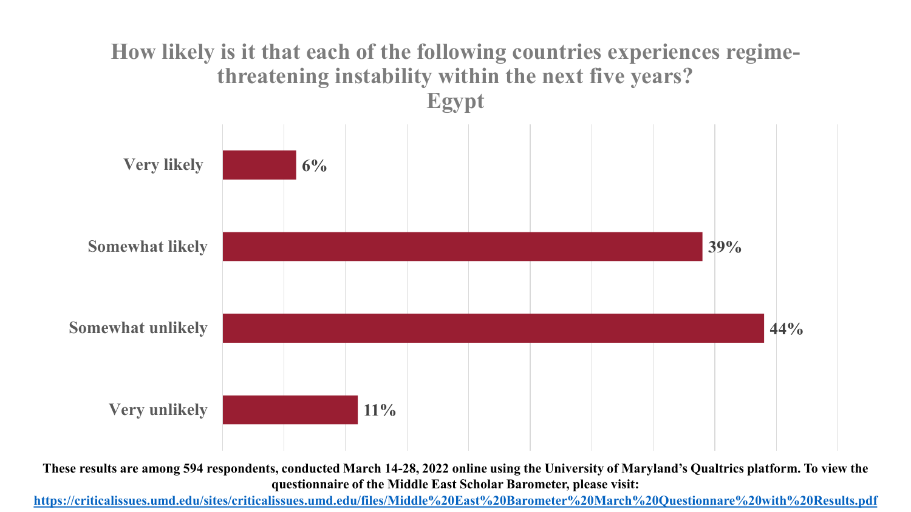## How likely is it that each of the following countries experiences regime-threatening instability within the next five years?
### Egypt

| Response | Percentage |
|---|---|
| Very likely | 6% |
| Somewhat likely | 39% |
| Somewhat unlikely | 44% |
| Very unlikely | 11% |

**These results are among 594 respondents, conducted March 14-28, 2022 online using the University of Maryland's Qualtrics platform. To view the questionnaire of the Middle East Scholar Barometer, please visit:**
**https://criticalissues.umd.edu/sites/criticalissues.umd.edu/files/Middle%20East%20Barometer%20March%20Questionnare%20with%20Results.pdf**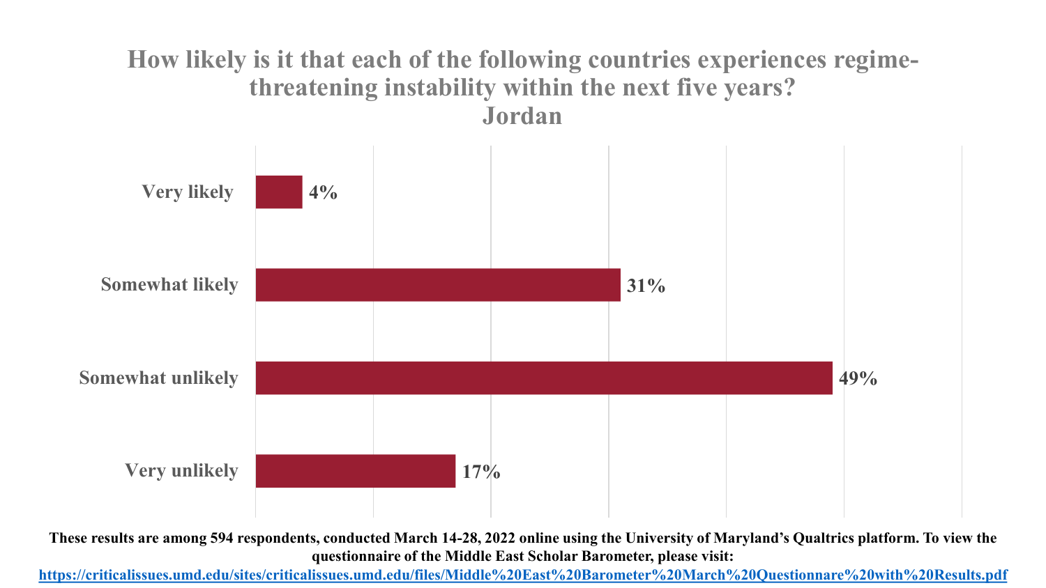# How likely is it that each of the following countries experiences regime-threatening instability within the next five years?

## Jordan

| Response | Percentage |
|---|---|
| Very likely | 4% |
| Somewhat likely | 31% |
| Somewhat unlikely | 49% |
| Very unlikely | 17% |

**These results are among 594 respondents, conducted March 14-28, 2022 online using the University of Maryland's Qualtrics platform. To view the questionnaire of the Middle East Scholar Barometer, please visit: https://criticalissues.umd.edu/sites/criticalissues.umd.edu/files/Middle%20East%20Barometer%20March%20Questionnare%20with%20Results.pdf**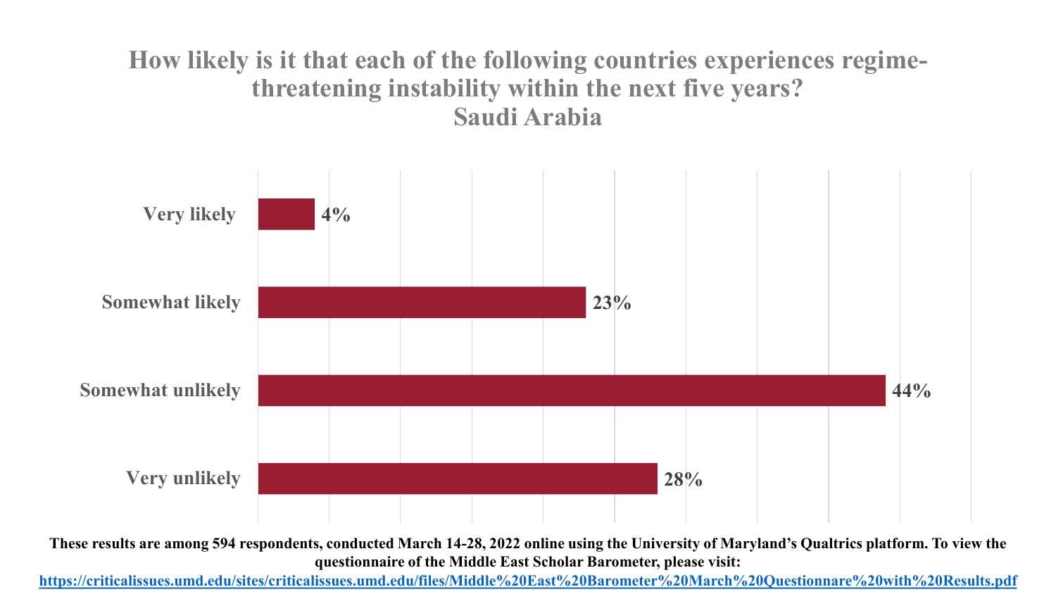# How likely is it that each of the following countries experiences regime-threatening instability within the next five years?

## Saudi Arabia

| Response | Percentage |
| --- | --- |
| Very likely | 4% |
| Somewhat likely | 23% |
| Somewhat unlikely | 44% |
| Very unlikely | 28% |

**These results are among 594 respondents, conducted March 14-28, 2022 online using the University of Maryland's Qualtrics platform. To view the questionnaire of the Middle East Scholar Barometer, please visit:**
**https://criticalissues.umd.edu/sites/criticalissues.umd.edu/files/Middle%20East%20Barometer%20March%20Questionnare%20with%20Results.pdf**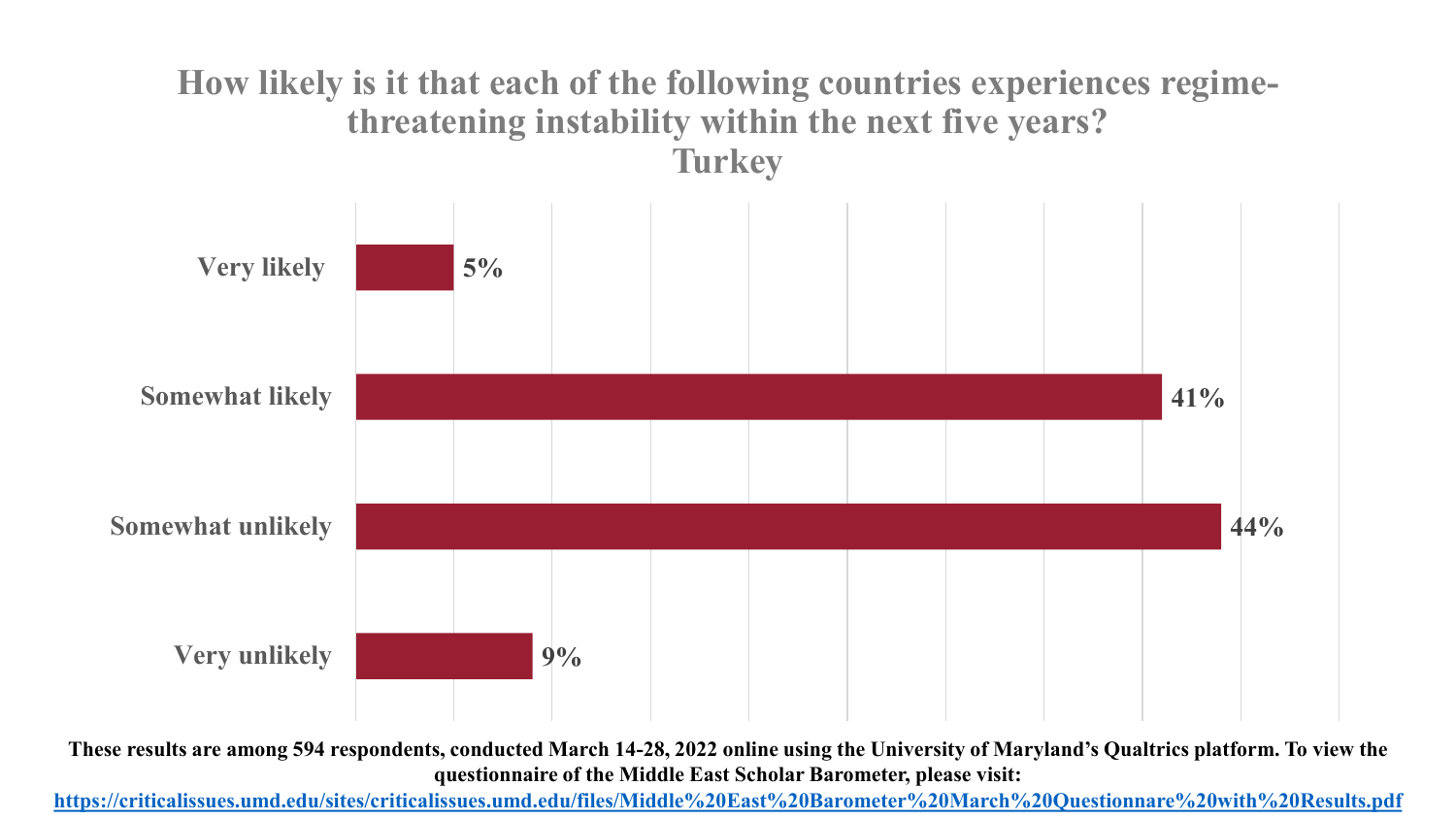# How likely is it that each of the following countries experiences regime-threatening instability within the next five years?

## Turkey

| Response | Percentage |
| --- | --- |
| Very likely | 5% |
| Somewhat likely | 41% |
| Somewhat unlikely | 44% |
| Very unlikely | 9% |

**These results are among 594 respondents, conducted March 14-28, 2022 online using the University of Maryland's Qualtrics platform. To view the questionnaire of the Middle East Scholar Barometer, please visit: https://criticalissues.umd.edu/sites/criticalissues.umd.edu/files/Middle%20East%20Barometer%20March%20Questionnare%20with%20Results.pdf**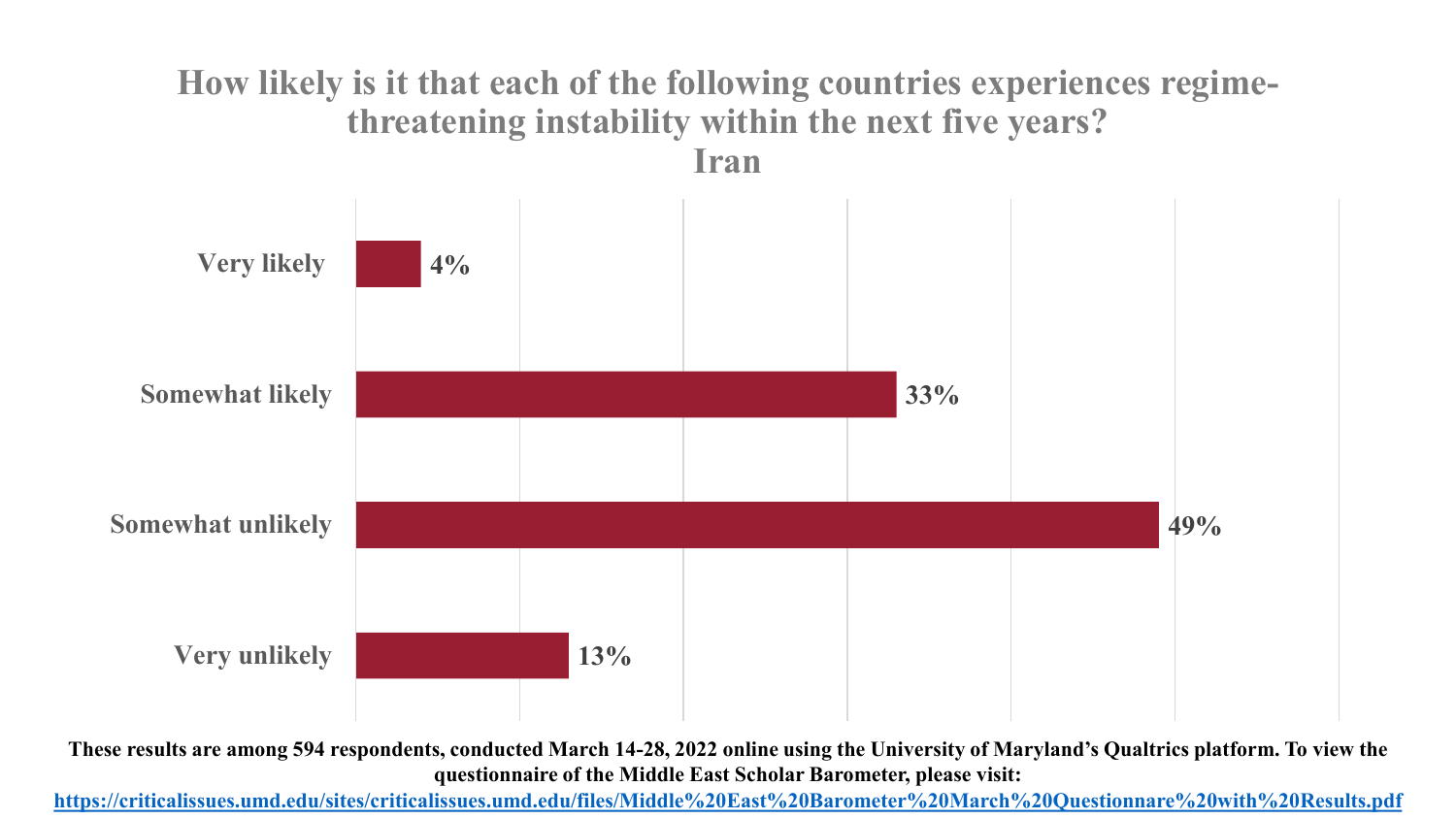## How likely is it that each of the following countries experiences regime-threatening instability within the next five years?
## Iran

| Response | Percentage |
|---|---|
| Very likely | 4% |
| Somewhat likely | 33% |
| Somewhat unlikely | 49% |
| Very unlikely | 13% |

**These results are among 594 respondents, conducted March 14-28, 2022 online using the University of Maryland's Qualtrics platform. To view the questionnaire of the Middle East Scholar Barometer, please visit:**
**https://criticalissues.umd.edu/sites/criticalissues.umd.edu/files/Middle%20East%20Barometer%20March%20Questionnare%20with%20Results.pdf**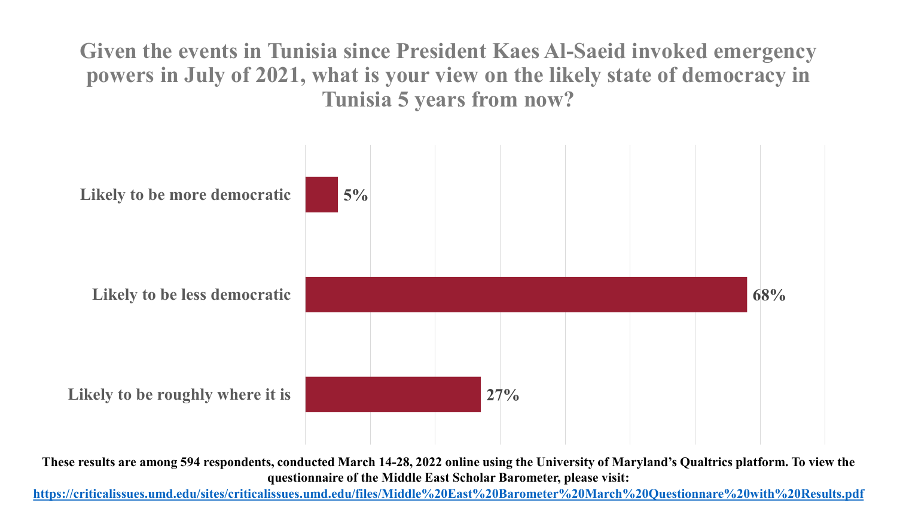# Given the events in Tunisia since President Kaes Al-Saeid invoked emergency powers in July of 2021, what is your view on the likely state of democracy in Tunisia 5 years from now?

| Response | Percentage |
| --- | --- |
| Likely to be more democratic | 5% |
| Likely to be less democratic | 68% |
| Likely to be roughly where it is | 27% |

**These results are among 594 respondents, conducted March 14-28, 2022 online using the University of Maryland's Qualtrics platform. To view the questionnaire of the Middle East Scholar Barometer, please visit:**
**https://criticalissues.umd.edu/sites/criticalissues.umd.edu/files/Middle%20East%20Barometer%20March%20Questionnare%20with%20Results.pdf**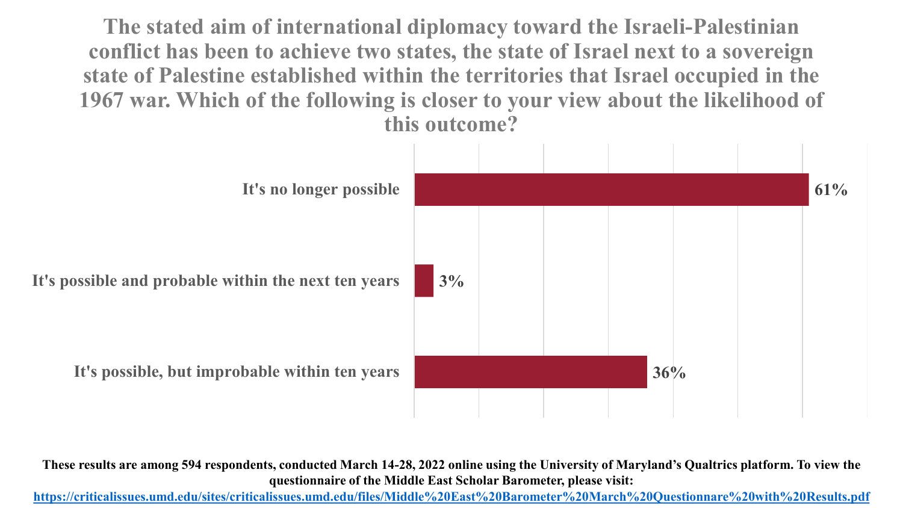# The stated aim of international diplomacy toward the Israeli-Palestinian conflict has been to achieve two states, the state of Israel next to a sovereign state of Palestine established within the territories that Israel occupied in the 1967 war. Which of the following is closer to your view about the likelihood of this outcome?

| Response | Percentage |
| --- | --- |
| It's no longer possible | 61% |
| It's possible and probable within the next ten years | 3% |
| It's possible, but improbable within ten years | 36% |

**These results are among 594 respondents, conducted March 14-28, 2022 online using the University of Maryland's Qualtrics platform. To view the questionnaire of the Middle East Scholar Barometer, please visit:**
**https://criticalissues.umd.edu/sites/criticalissues.umd.edu/files/Middle%20East%20Barometer%20March%20Questionnare%20with%20Results.pdf**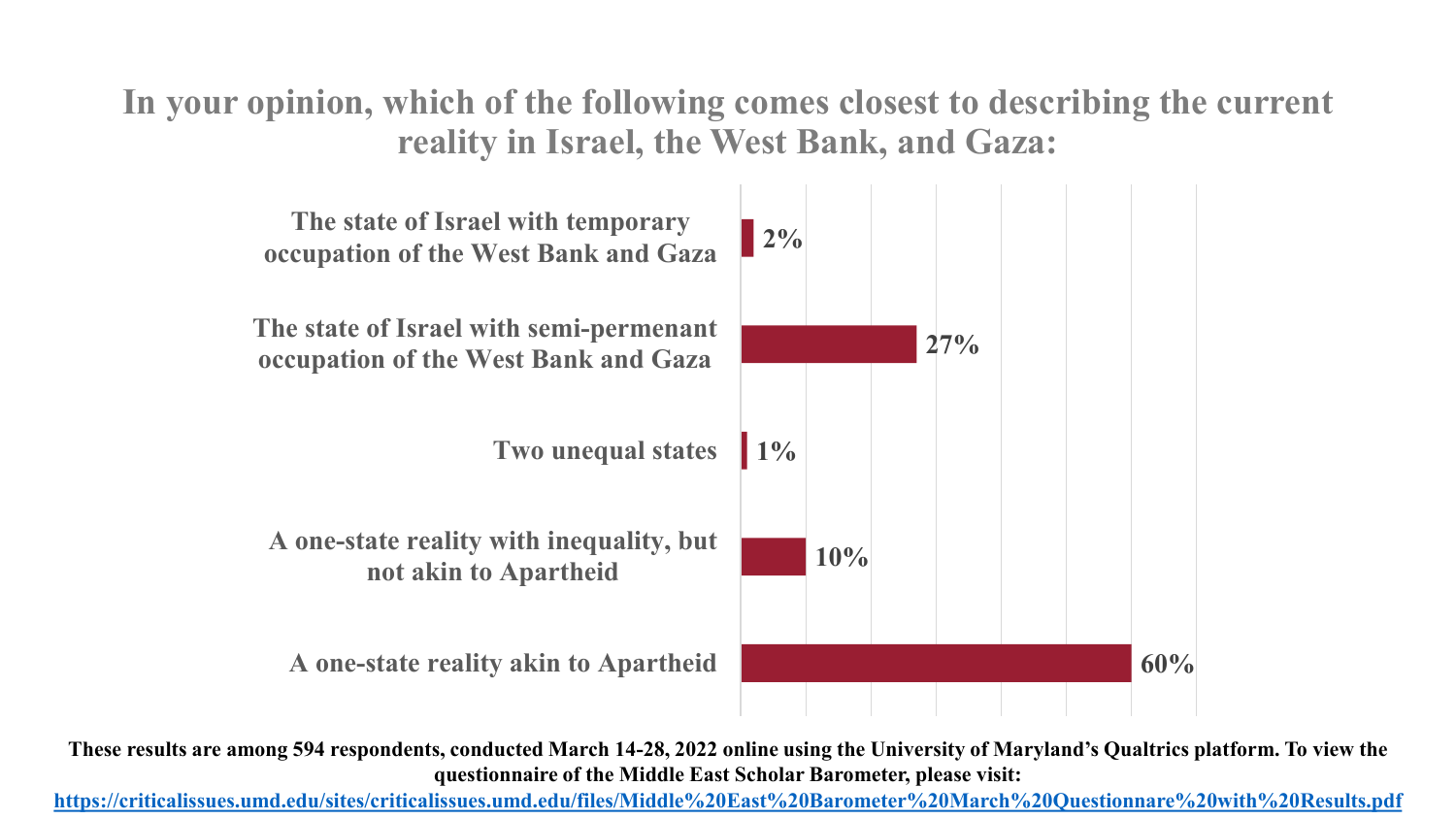# In your opinion, which of the following comes closest to describing the current reality in Israel, the West Bank, and Gaza:

| Response | Percentage |
| --- | --- |
| The state of Israel with temporary occupation of the West Bank and Gaza | 2% |
| The state of Israel with semi-permenant occupation of the West Bank and Gaza | 27% |
| Two unequal states | 1% |
| A one-state reality with inequality, but not akin to Apartheid | 10% |
| A one-state reality akin to Apartheid | 60% |

**These results are among 594 respondents, conducted March 14-28, 2022 online using the University of Maryland's Qualtrics platform. To view the questionnaire of the Middle East Scholar Barometer, please visit:**
**https://criticalissues.umd.edu/sites/criticalissues.umd.edu/files/Middle%20East%20Barometer%20March%20Questionnare%20with%20Results.pdf**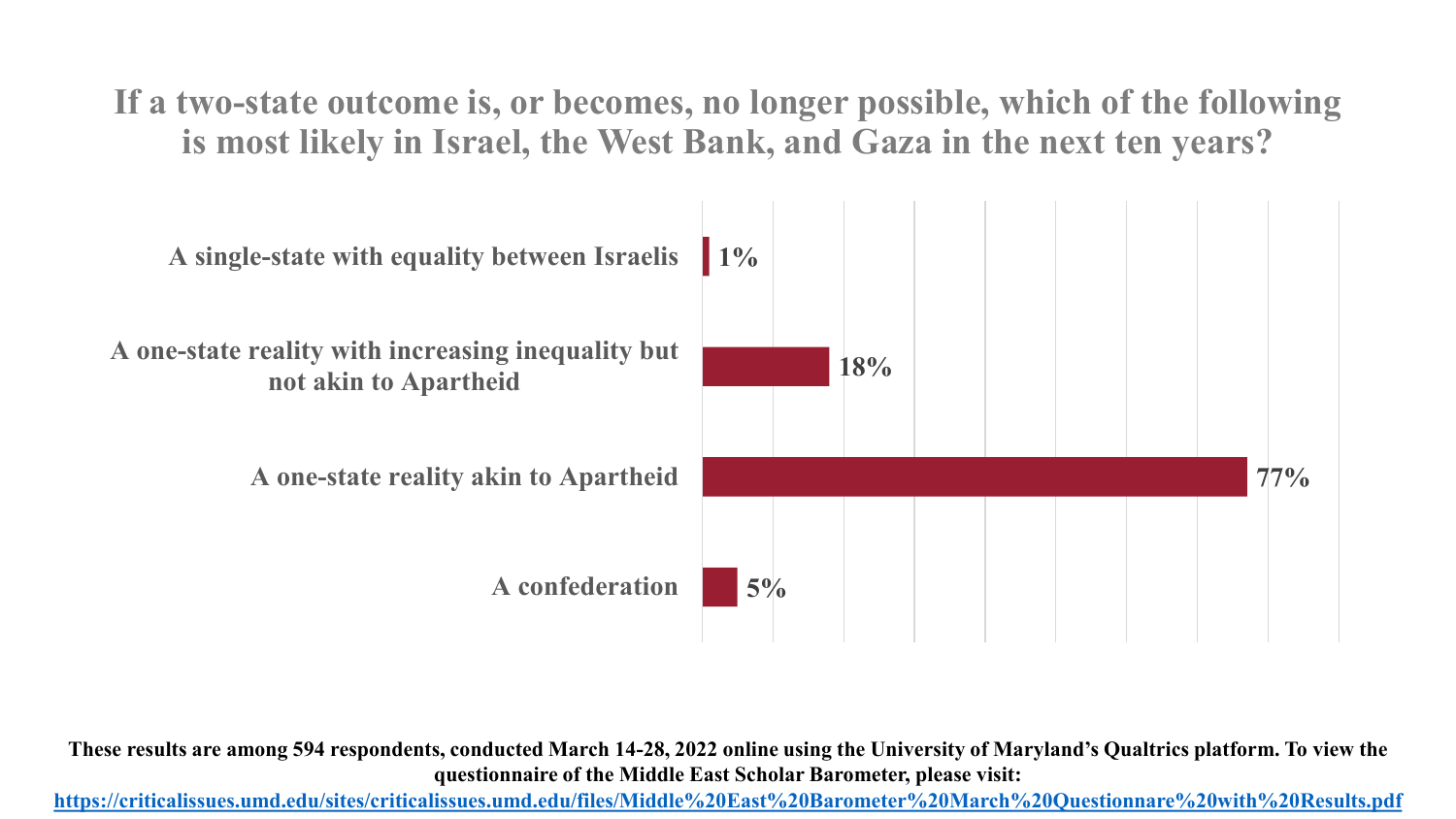# If a two-state outcome is, or becomes, no longer possible, which of the following is most likely in Israel, the West Bank, and Gaza in the next ten years?

| Response | Percentage |
| --- | --- |
| A single-state with equality between Israelis | 1% |
| A one-state reality with increasing inequality but not akin to Apartheid | 18% |
| A one-state reality akin to Apartheid | 77% |
| A confederation | 5% |

**These results are among 594 respondents, conducted March 14-28, 2022 online using the University of Maryland's Qualtrics platform. To view the questionnaire of the Middle East Scholar Barometer, please visit:**

https://criticalissues.umd.edu/sites/criticalissues.umd.edu/files/Middle%20East%20Barometer%20March%20Questionnare%20with%20Results.pdf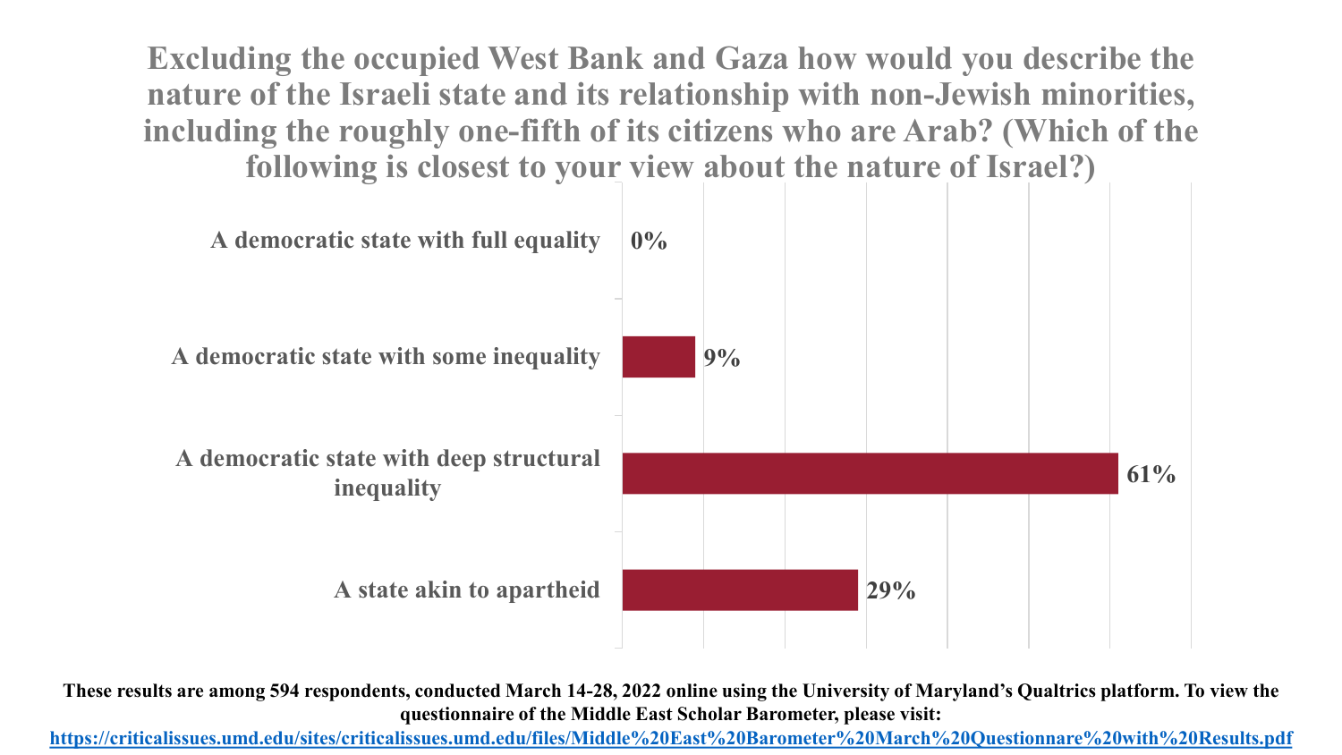# Excluding the occupied West Bank and Gaza how would you describe the nature of the Israeli state and its relationship with non-Jewish minorities, including the roughly one-fifth of its citizens who are Arab? (Which of the following is closest to your view about the nature of Israel?)

| Response | Percentage |
| --- | --- |
| A democratic state with full equality | 0% |
| A democratic state with some inequality | 9% |
| A democratic state with deep structural inequality | 61% |
| A state akin to apartheid | 29% |

**These results are among 594 respondents, conducted March 14-28, 2022 online using the University of Maryland's Qualtrics platform. To view the questionnaire of the Middle East Scholar Barometer, please visit:**
**https://criticalissues.umd.edu/sites/criticalissues.umd.edu/files/Middle%20East%20Barometer%20March%20Questionnare%20with%20Results.pdf**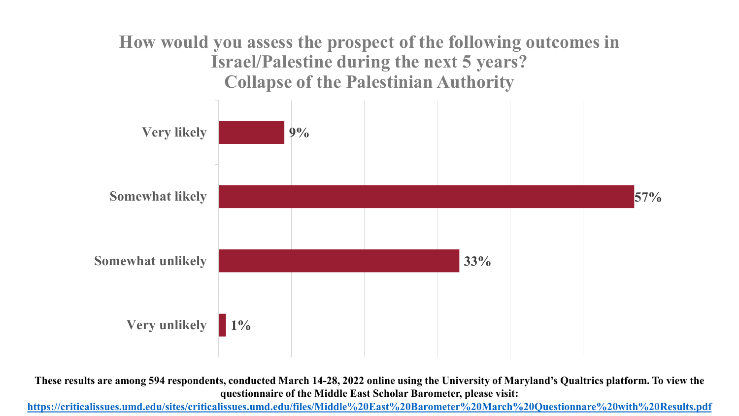# How would you assess the prospect of the following outcomes in Israel/Palestine during the next 5 years?
## Collapse of the Palestinian Authority

| Response | Percentage |
|---|---|
| Very likely | 9% |
| Somewhat likely | 57% |
| Somewhat unlikely | 33% |
| Very unlikely | 1% |

**These results are among 594 respondents, conducted March 14-28, 2022 online using the University of Maryland's Qualtrics platform. To view the questionnaire of the Middle East Scholar Barometer, please visit:**
**https://criticalissues.umd.edu/sites/criticalissues.umd.edu/files/Middle%20East%20Barometer%20March%20Questionnare%20with%20Results.pdf**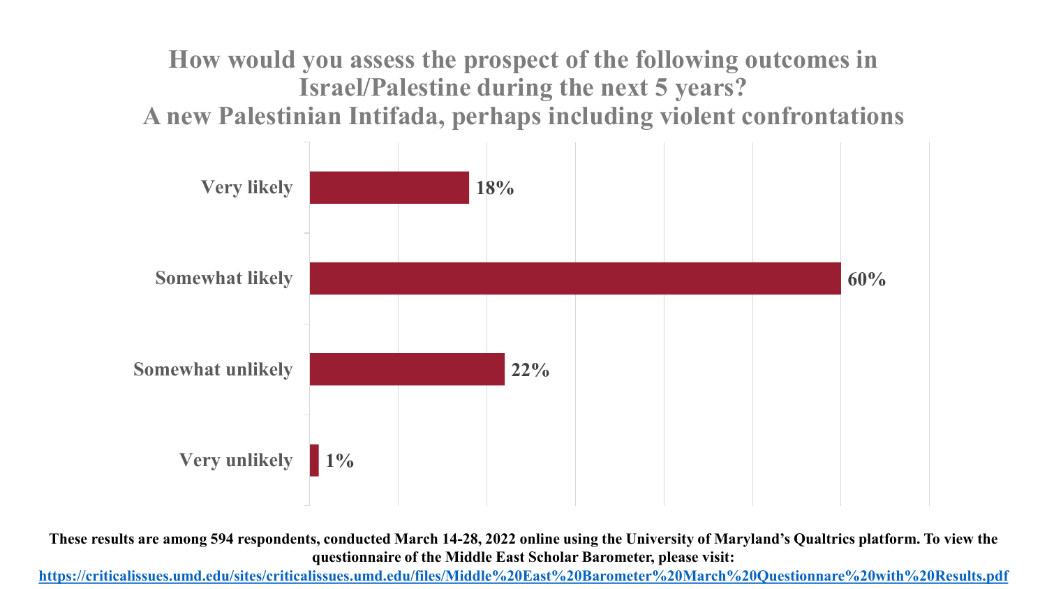# How would you assess the prospect of the following outcomes in Israel/Palestine during the next 5 years?
## A new Palestinian Intifada, perhaps including violent confrontations

| Response | Percentage |
|---|---|
| Very likely | 18% |
| Somewhat likely | 60% |
| Somewhat unlikely | 22% |
| Very unlikely | 1% |

**These results are among 594 respondents, conducted March 14-28, 2022 online using the University of Maryland's Qualtrics platform. To view the questionnaire of the Middle East Scholar Barometer, please visit:**
**https://criticalissues.umd.edu/sites/criticalissues.umd.edu/files/Middle%20East%20Barometer%20March%20Questionnare%20with%20Results.pdf**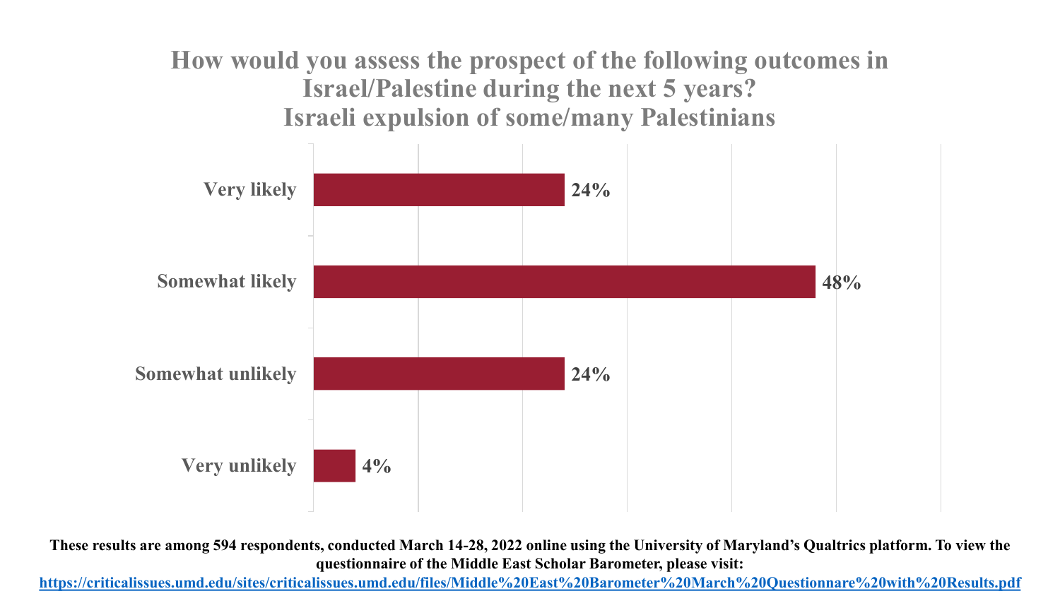## How would you assess the prospect of the following outcomes in Israel/Palestine during the next 5 years?
## Israeli expulsion of some/many Palestinians

| Response | Percentage |
|---|---|
| Very likely | 24% |
| Somewhat likely | 48% |
| Somewhat unlikely | 24% |
| Very unlikely | 4% |

**These results are among 594 respondents, conducted March 14-28, 2022 online using the University of Maryland's Qualtrics platform. To view the questionnaire of the Middle East Scholar Barometer, please visit:**
**https://criticalissues.umd.edu/sites/criticalissues.umd.edu/files/Middle%20East%20Barometer%20March%20Questionnare%20with%20Results.pdf**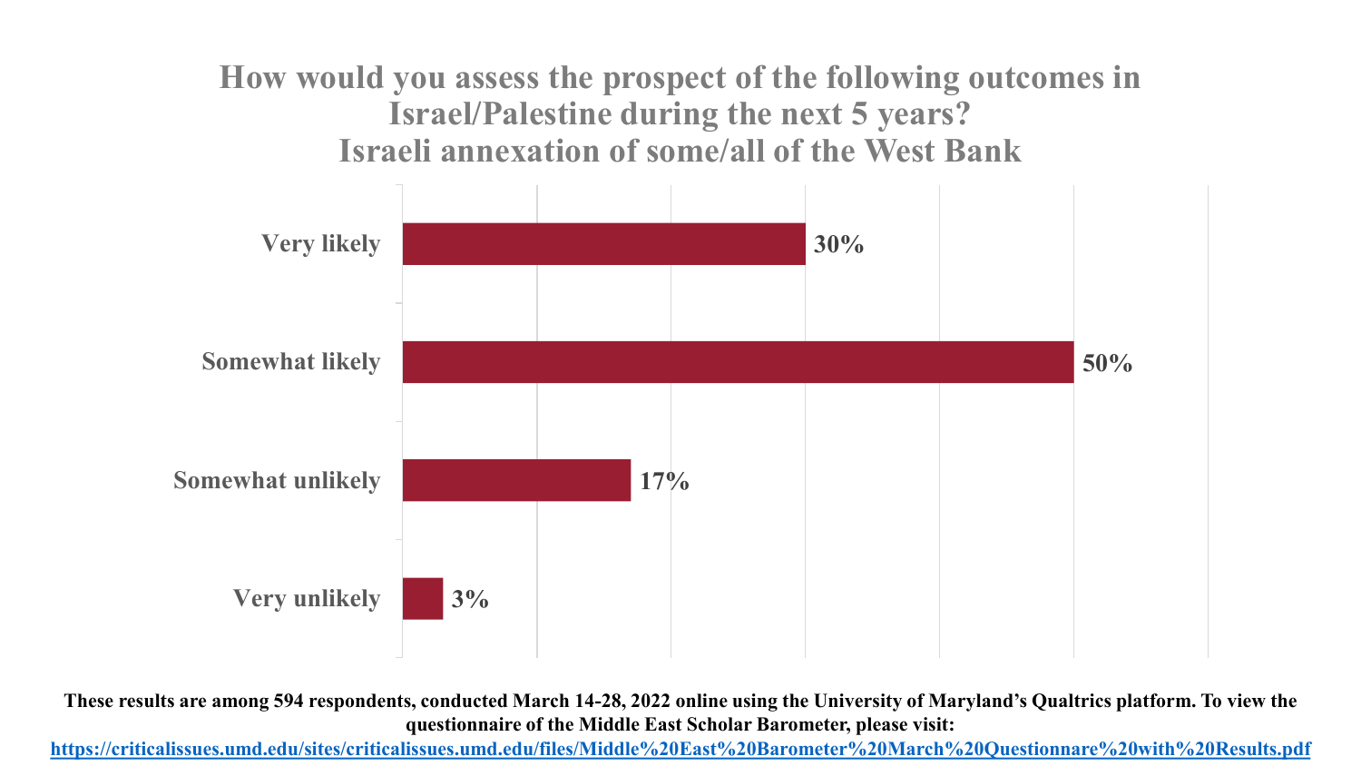# How would you assess the prospect of the following outcomes in Israel/Palestine during the next 5 years? Israeli annexation of some/all of the West Bank

| Response | Percentage |
|---|---|
| Very likely | 30% |
| Somewhat likely | 50% |
| Somewhat unlikely | 17% |
| Very unlikely | 3% |

**These results are among 594 respondents, conducted March 14-28, 2022 online using the University of Maryland's Qualtrics platform. To view the questionnaire of the Middle East Scholar Barometer, please visit:**
https://criticalissues.umd.edu/sites/criticalissues.umd.edu/files/Middle%20East%20Barometer%20March%20Questionnare%20with%20Results.pdf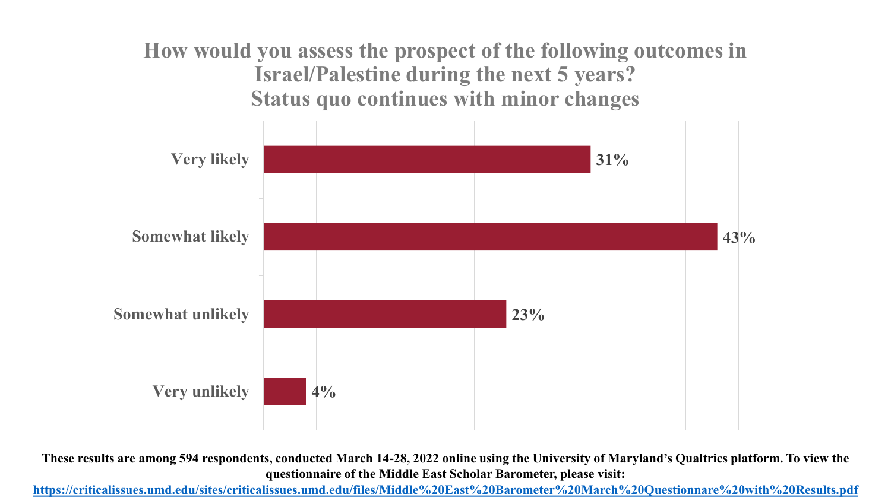## How would you assess the prospect of the following outcomes in Israel/Palestine during the next 5 years?
## Status quo continues with minor changes

| Response | Percentage |
|---|---|
| Very likely | 31% |
| Somewhat likely | 43% |
| Somewhat unlikely | 23% |
| Very unlikely | 4% |

**These results are among 594 respondents, conducted March 14-28, 2022 online using the University of Maryland's Qualtrics platform. To view the questionnaire of the Middle East Scholar Barometer, please visit:**
**https://criticalissues.umd.edu/sites/criticalissues.umd.edu/files/Middle%20East%20Barometer%20March%20Questionnare%20with%20Results.pdf**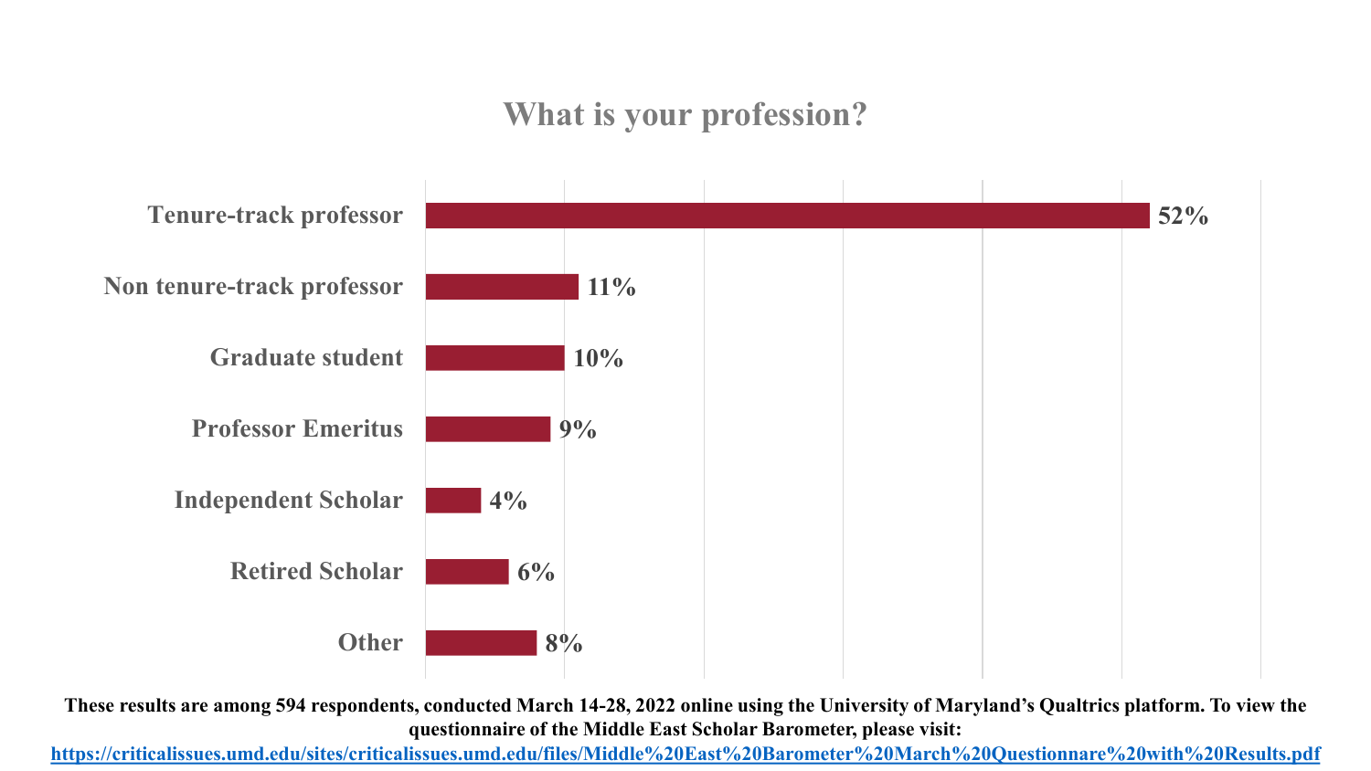## What is your profession?

| Profession | Percentage |
|---|---|
| Tenure-track professor | 52% |
| Non tenure-track professor | 11% |
| Graduate student | 10% |
| Professor Emeritus | 9% |
| Independent Scholar | 4% |
| Retired Scholar | 6% |
| Other | 8% |

**These results are among 594 respondents, conducted March 14-28, 2022 online using the University of Maryland's Qualtrics platform. To view the questionnaire of the Middle East Scholar Barometer, please visit:**
**https://criticalissues.umd.edu/sites/criticalissues.umd.edu/files/Middle%20East%20Barometer%20March%20Questionnare%20with%20Results.pdf**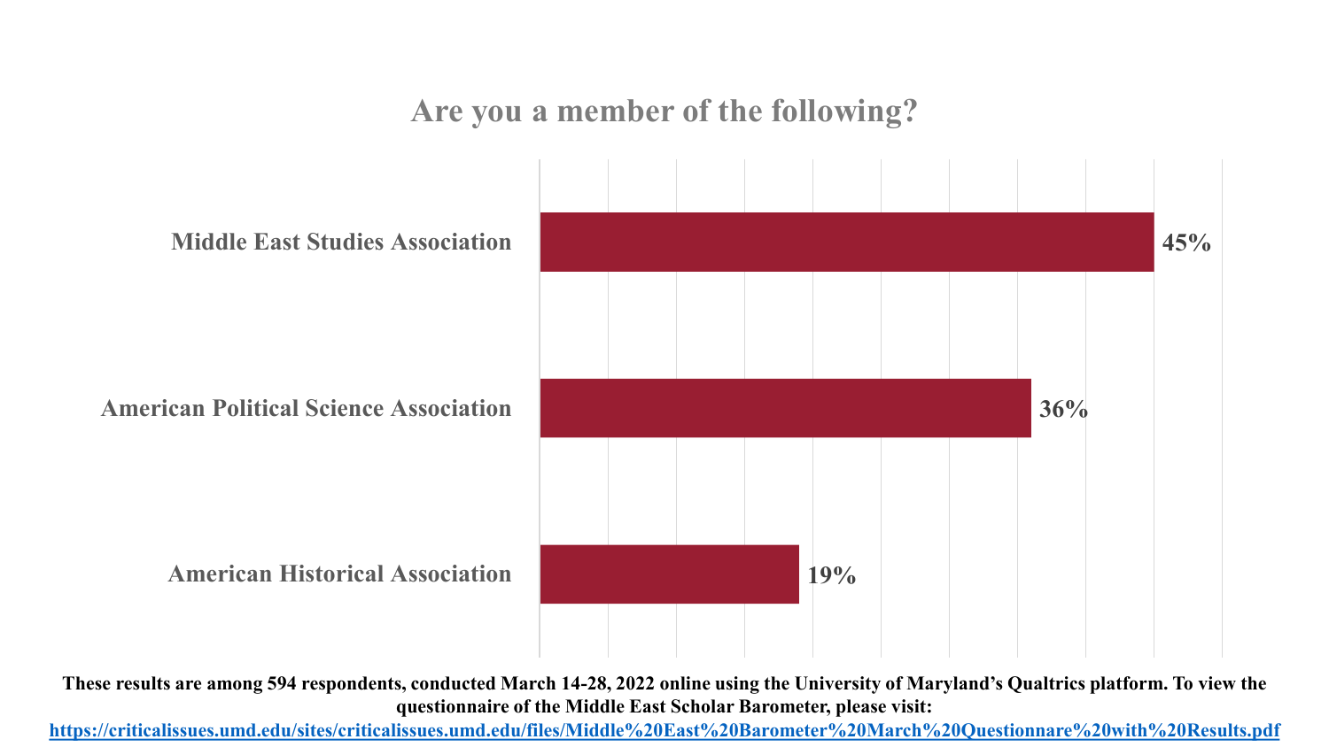## Are you a member of the following?

| Association | Percentage |
| --- | --- |
| Middle East Studies Association | 45% |
| American Political Science Association | 36% |
| American Historical Association | 19% |

**These results are among 594 respondents, conducted March 14-28, 2022 online using the University of Maryland's Qualtrics platform. To view the questionnaire of the Middle East Scholar Barometer, please visit:**

**https://criticalissues.umd.edu/sites/criticalissues.umd.edu/files/Middle%20East%20Barometer%20March%20Questionnare%20with%20Results.pdf**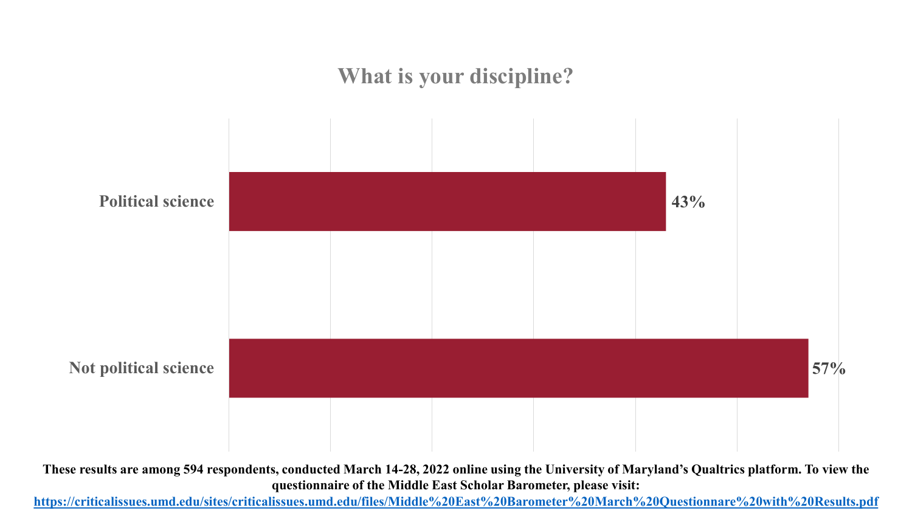## What is your discipline?

| Discipline | Percentage |
| --- | --- |
| Political science | 43% |
| Not political science | 57% |

**These results are among 594 respondents, conducted March 14-28, 2022 online using the University of Maryland's Qualtrics platform. To view the questionnaire of the Middle East Scholar Barometer, please visit: https://criticalissues.umd.edu/sites/criticalissues.umd.edu/files/Middle%20East%20Barometer%20March%20Questionnare%20with%20Results.pdf**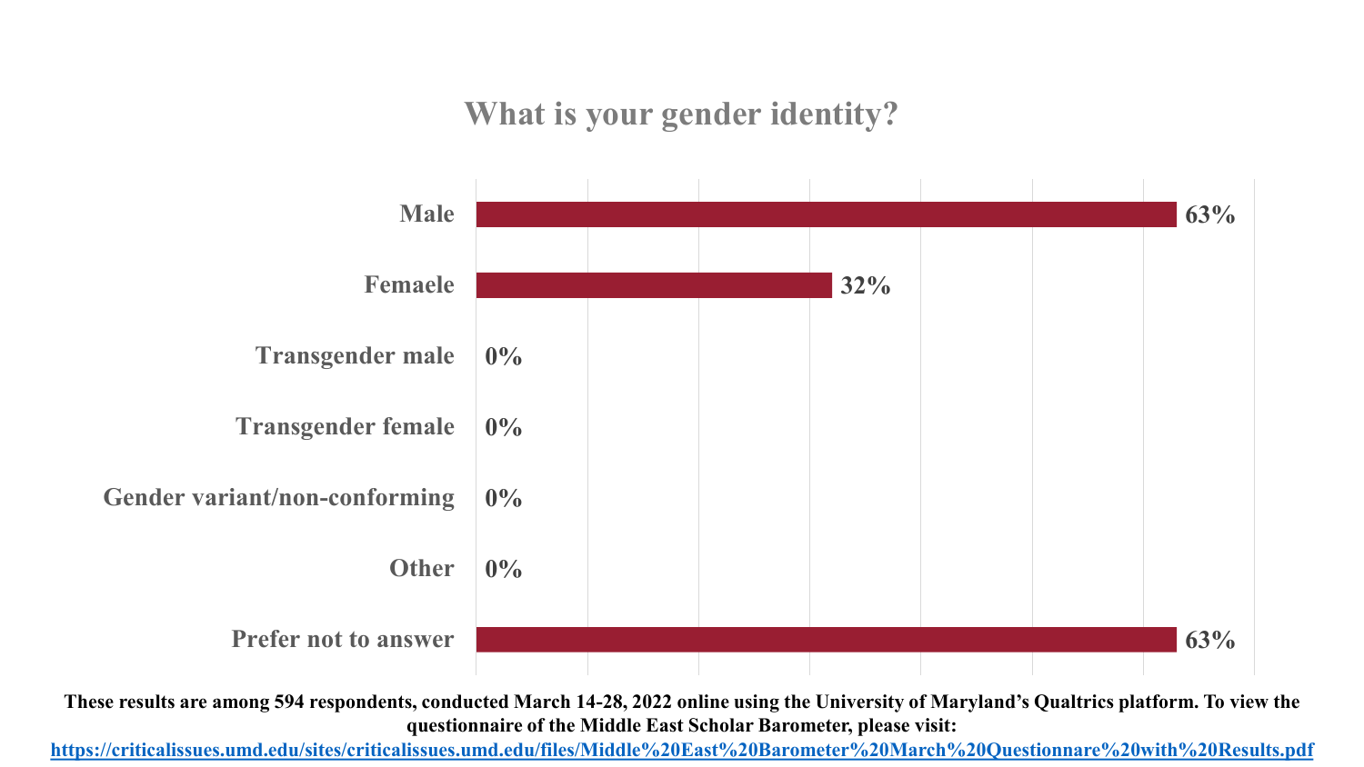# What is your gender identity?

| Response | Percentage |
|---|---|
| Male | 63% |
| Femaele | 32% |
| Transgender male | 0% |
| Transgender female | 0% |
| Gender variant/non-conforming | 0% |
| Other | 0% |
| Prefer not to answer | 63% |

**These results are among 594 respondents, conducted March 14-28, 2022 online using the University of Maryland's Qualtrics platform. To view the questionnaire of the Middle East Scholar Barometer, please visit:** [https://criticalissues.umd.edu/sites/criticalissues.umd.edu/files/Middle%20East%20Barometer%20March%20Questionnare%20with%20Results.pdf](https://criticalissues.umd.edu/sites/criticalissues.umd.edu/files/Middle%20East%20Barometer%20March%20Questionnare%20with%20Results.pdf)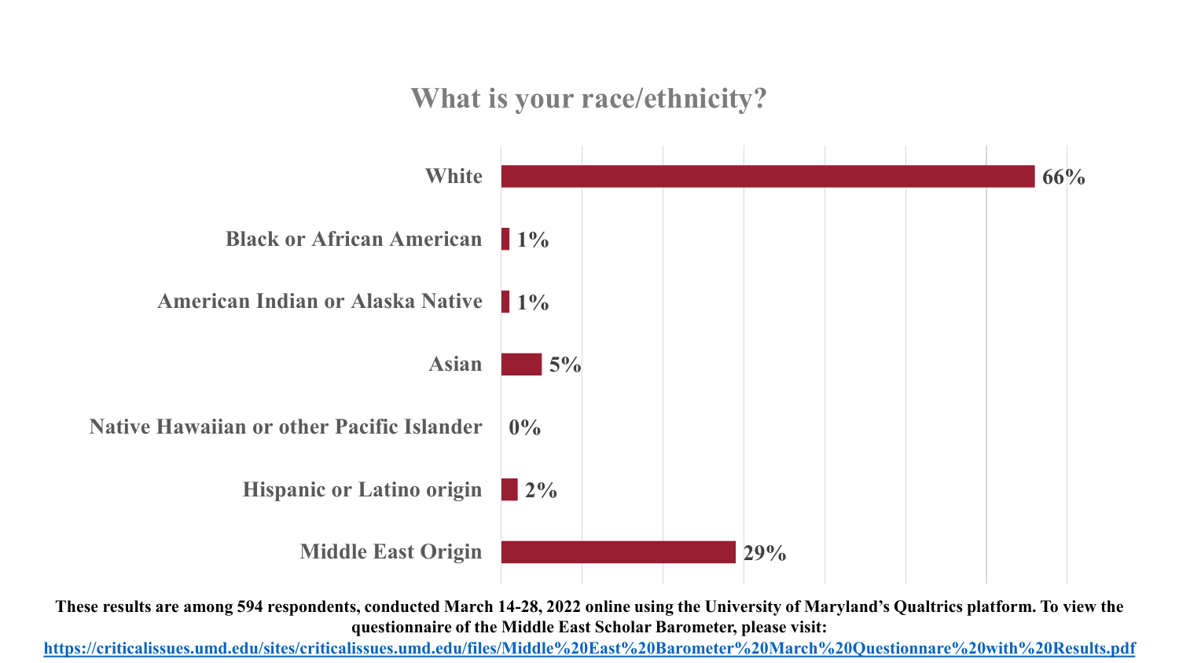## What is your race/ethnicity?

| Race/Ethnicity | Percentage |
| --- | --- |
| White | 66% |
| Black or African American | 1% |
| American Indian or Alaska Native | 1% |
| Asian | 5% |
| Native Hawaiian or other Pacific Islander | 0% |
| Hispanic or Latino origin | 2% |
| Middle East Origin | 29% |

**These results are among 594 respondents, conducted March 14-28, 2022 online using the University of Maryland's Qualtrics platform. To view the questionnaire of the Middle East Scholar Barometer, please visit:**
**https://criticalissues.umd.edu/sites/criticalissues.umd.edu/files/Middle%20East%20Barometer%20March%20Questionnare%20with%20Results.pdf**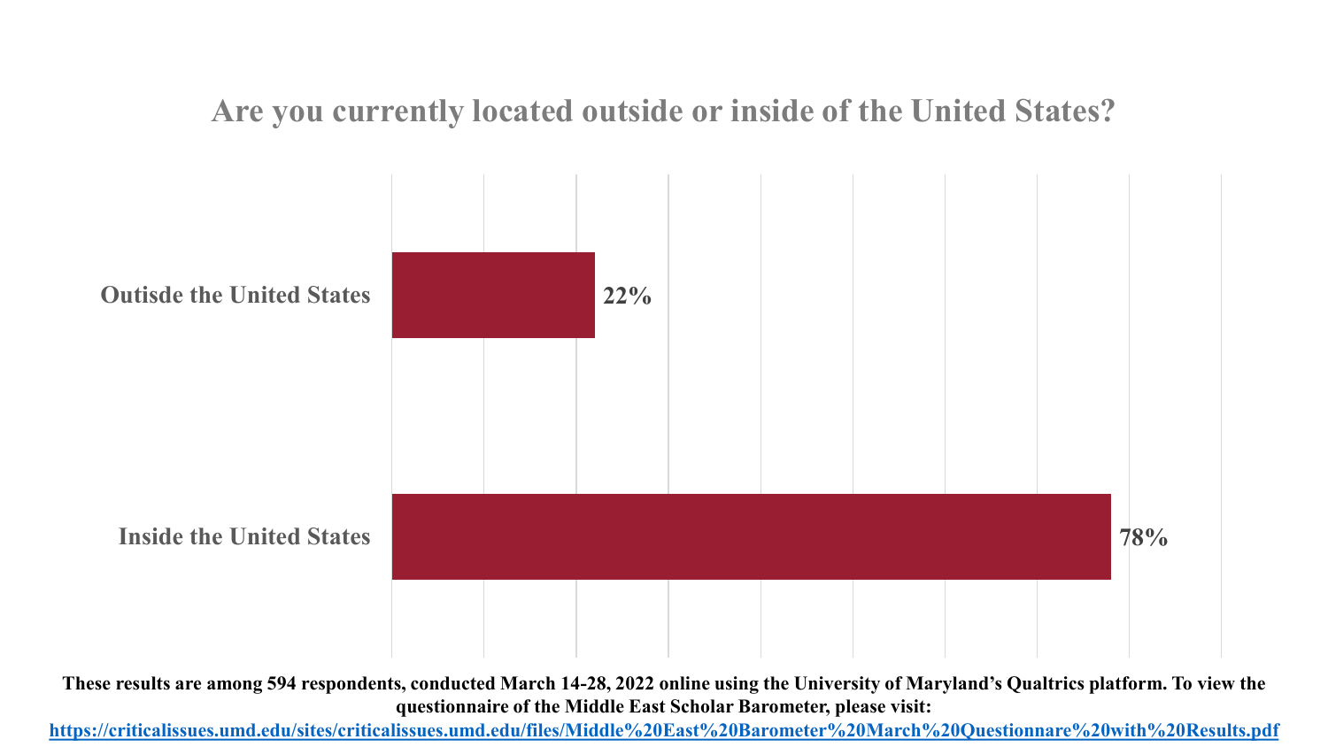## Are you currently located outside or inside of the United States?

| Response | Percentage |
| --- | --- |
| Outisde the United States | 22% |
| Inside the United States | 78% |

**These results are among 594 respondents, conducted March 14-28, 2022 online using the University of Maryland's Qualtrics platform. To view the questionnaire of the Middle East Scholar Barometer, please visit: https://criticalissues.umd.edu/sites/criticalissues.umd.edu/files/Middle%20East%20Barometer%20March%20Questionnare%20with%20Results.pdf**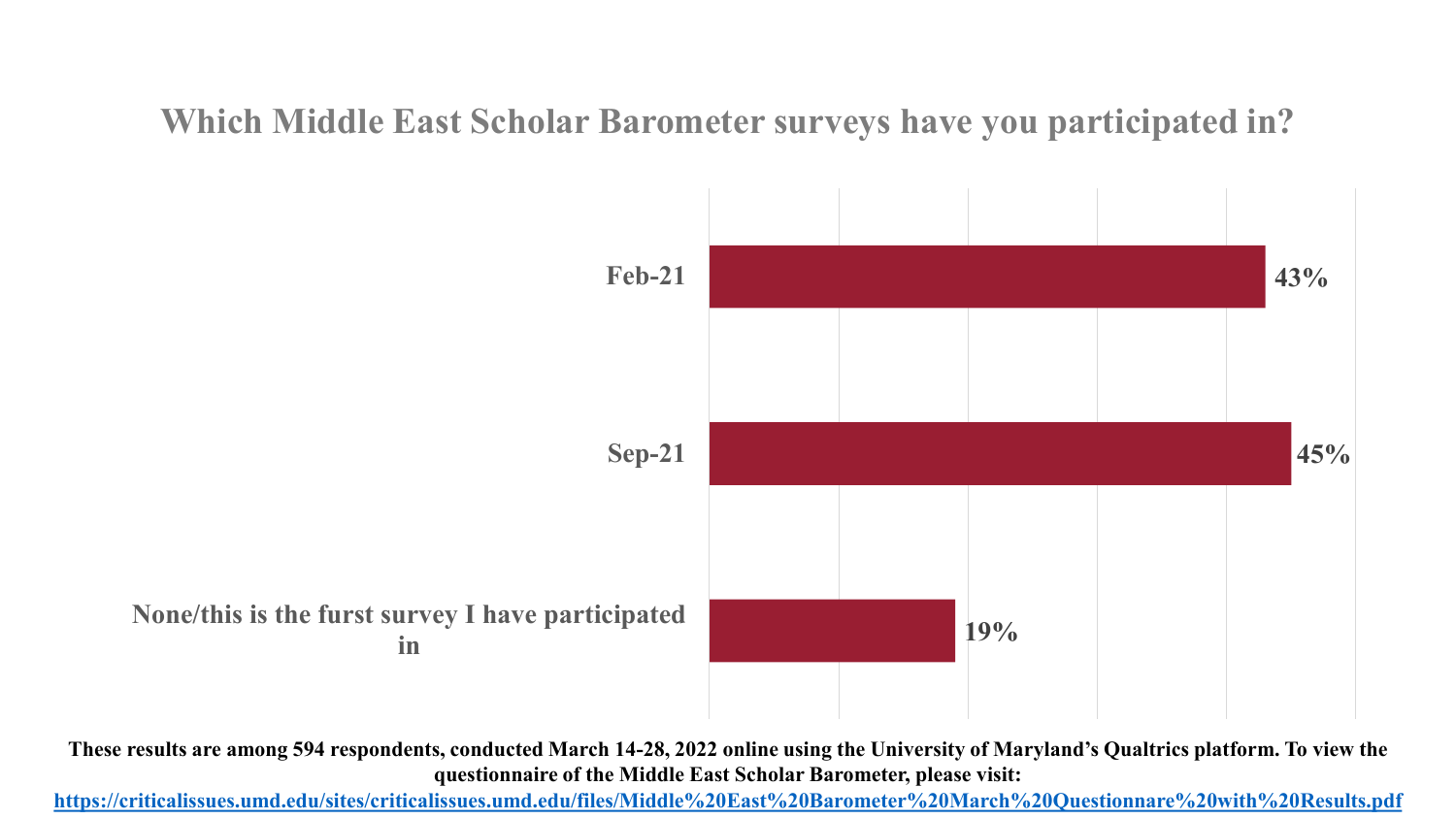## Which Middle East Scholar Barometer surveys have you participated in?

| Survey | Percentage |
| --- | --- |
| Feb-21 | 43% |
| Sep-21 | 45% |
| None/this is the furst survey I have participated in | 19% |

**These results are among 594 respondents, conducted March 14-28, 2022 online using the University of Maryland's Qualtrics platform. To view the questionnaire of the Middle East Scholar Barometer, please visit:** **https://criticalissues.umd.edu/sites/criticalissues.umd.edu/files/Middle%20East%20Barometer%20March%20Questionnare%20with%20Results.pdf**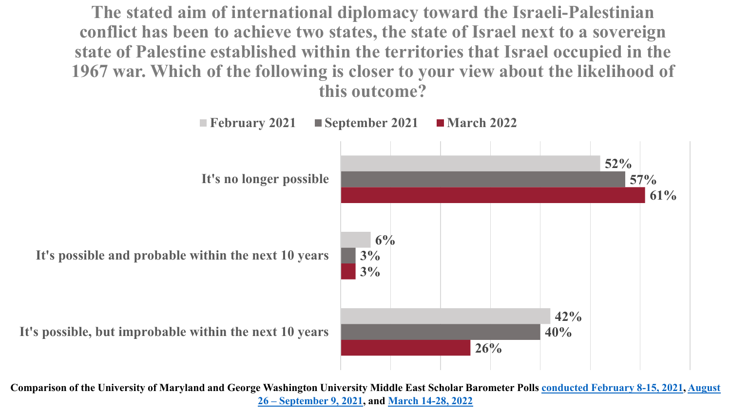# The stated aim of international diplomacy toward the Israeli-Palestinian conflict has been to achieve two states, the state of Israel next to a sovereign state of Palestine established within the territories that Israel occupied in the 1967 war. Which of the following is closer to your view about the likelihood of this outcome?

| | February 2021 | September 2021 | March 2022 |
|---|---|---|---|
| It's no longer possible | 52% | 57% | 61% |
| It's possible and probable within the next 10 years | 6% | 3% | 3% |
| It's possible, but improbable within the next 10 years | 42% | 40% | 26% |

**Comparison of the University of Maryland and George Washington University Middle East Scholar Barometer Polls conducted February 8-15, 2021, August 26 – September 9, 2021, and March 14-28, 2022**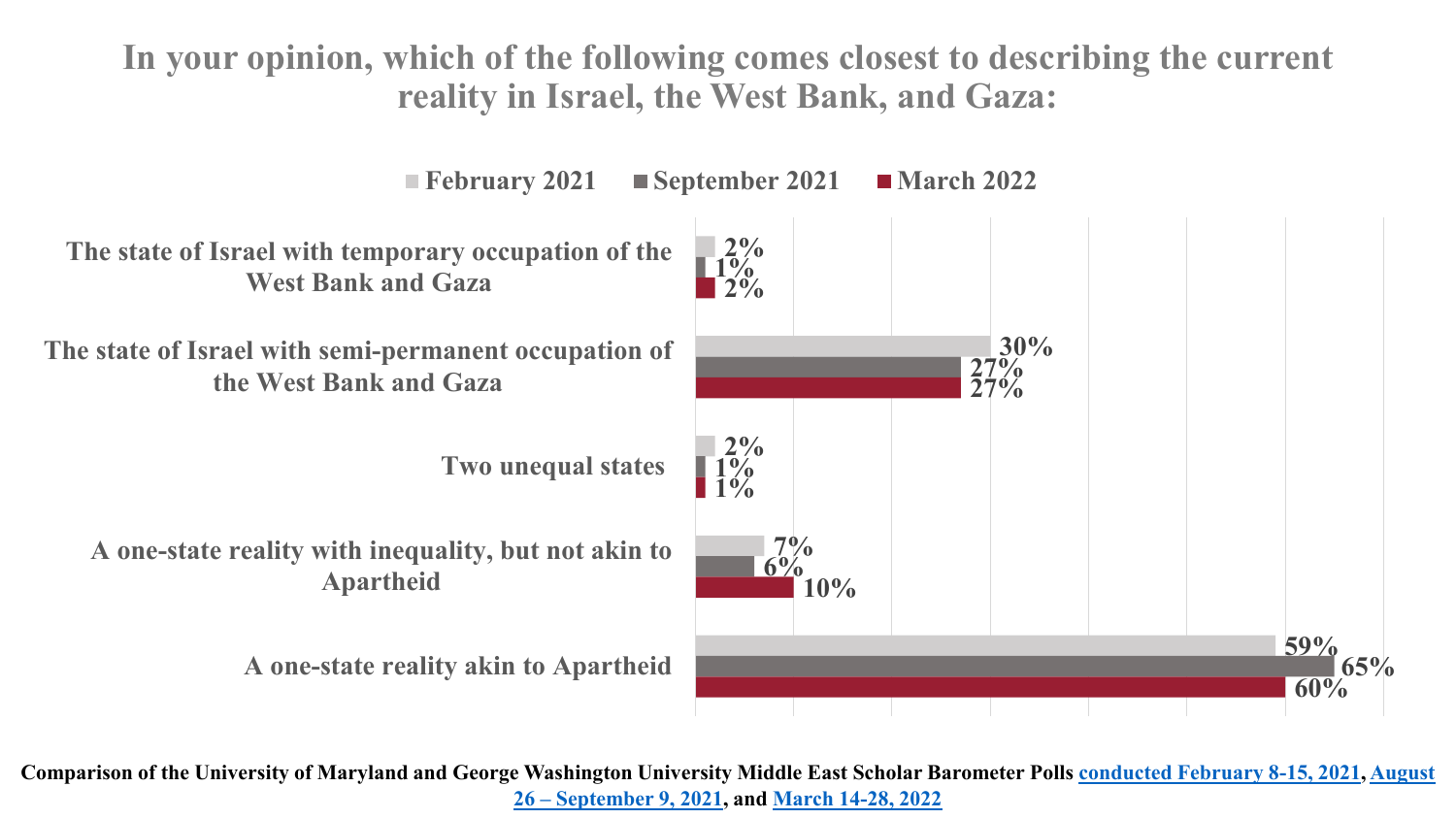## In your opinion, which of the following comes closest to describing the current reality in Israel, the West Bank, and Gaza:

| | February 2021 | September 2021 | March 2022 |
|---|---|---|---|
| The state of Israel with temporary occupation of the West Bank and Gaza | 2% | 1% | 2% |
| The state of Israel with semi-permanent occupation of the West Bank and Gaza | 30% | 27% | 27% |
| Two unequal states | 2% | 1% | 1% |
| A one-state reality with inequality, but not akin to Apartheid | 7% | 6% | 10% |
| A one-state reality akin to Apartheid | 59% | 65% | 60% |

**Comparison of the University of Maryland and George Washington University Middle East Scholar Barometer Polls conducted February 8-15, 2021, August 26 – September 9, 2021, and March 14-28, 2022**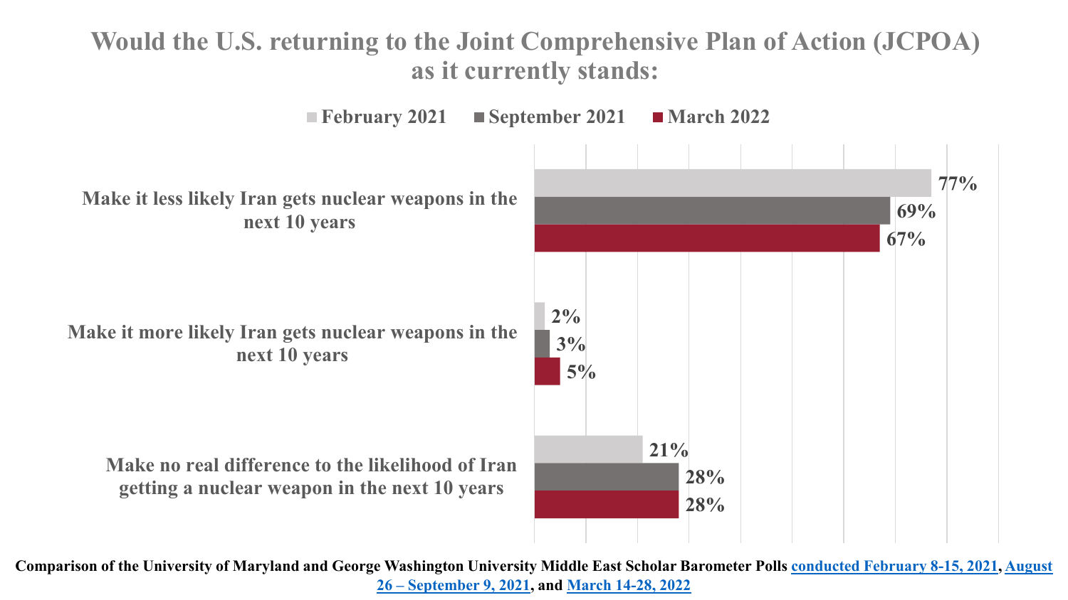# Would the U.S. returning to the Joint Comprehensive Plan of Action (JCPOA) as it currently stands:

February 2021   September 2021   March 2022

Make it less likely Iran gets nuclear weapons in the next 10 years

77%
69%
67%

Make it more likely Iran gets nuclear weapons in the next 10 years

2%
3%
5%

Make no real difference to the likelihood of Iran getting a nuclear weapon in the next 10 years

21%
28%
28%

**Comparison of the University of Maryland and George Washington University Middle East Scholar Barometer Polls [conducted February 8-15, 2021](), [August 26 – September 9, 2021](), and [March 14-28, 2022]()**